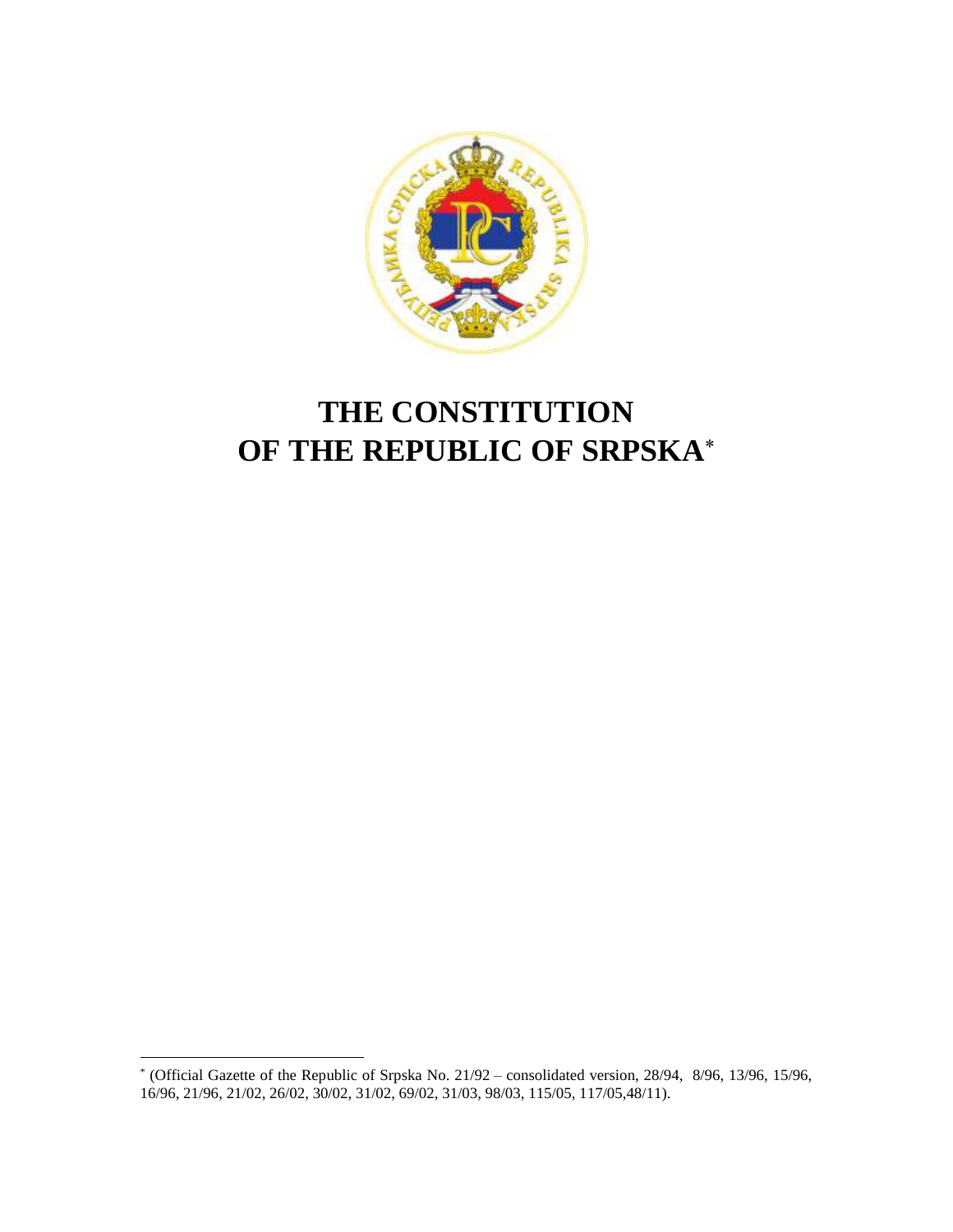# THE CONSTITUTION OF THE REPUBLIC OF SRPSKA*

* (Official Gazette of the Republic of Srpska No. 21/92 – consolidated version, 28/94, 8/96, 13/96, 15/96, 16/96, 21/96, 21/02, 26/02, 30/02, 31/02, 69/02, 31/03, 98/03, 115/05, 117/05,48/11).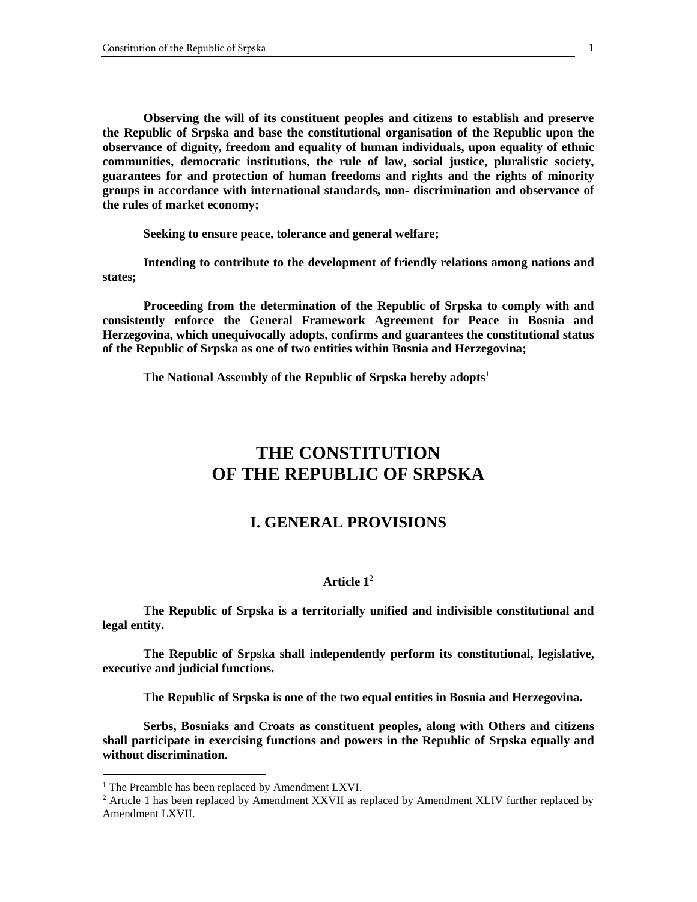**Observing the will of its constituent peoples and citizens to establish and preserve the Republic of Srpska and base the constitutional organisation of the Republic upon the observance of dignity, freedom and equality of human individuals, upon equality of ethnic communities, democratic institutions, the rule of law, social justice, pluralistic society, guarantees for and protection of human freedoms and rights and the rights of minority groups in accordance with international standards, non- discrimination and observance of the rules of market economy;**

**Seeking to ensure peace, tolerance and general welfare;**

**Intending to contribute to the development of friendly relations among nations and states;**

**Proceeding from the determination of the Republic of Srpska to comply with and consistently enforce the General Framework Agreement for Peace in Bosnia and Herzegovina, which unequivocally adopts, confirms and guarantees the constitutional status of the Republic of Srpska as one of two entities within Bosnia and Herzegovina;**

**The National Assembly of the Republic of Srpska hereby adopts**[1]

# THE CONSTITUTION OF THE REPUBLIC OF SRPSKA

## I. GENERAL PROVISIONS

### Article 1[2]

**The Republic of Srpska is a territorially unified and indivisible constitutional and legal entity.**

**The Republic of Srpska shall independently perform its constitutional, legislative, executive and judicial functions.**

**The Republic of Srpska is one of the two equal entities in Bosnia and Herzegovina.**

**Serbs, Bosniaks and Croats as constituent peoples, along with Others and citizens shall participate in exercising functions and powers in the Republic of Srpska equally and without discrimination.**

---

[1] The Preamble has been replaced by Amendment LXVI.

[2] Article 1 has been replaced by Amendment XXVII as replaced by Amendment XLIV further replaced by Amendment LXVII.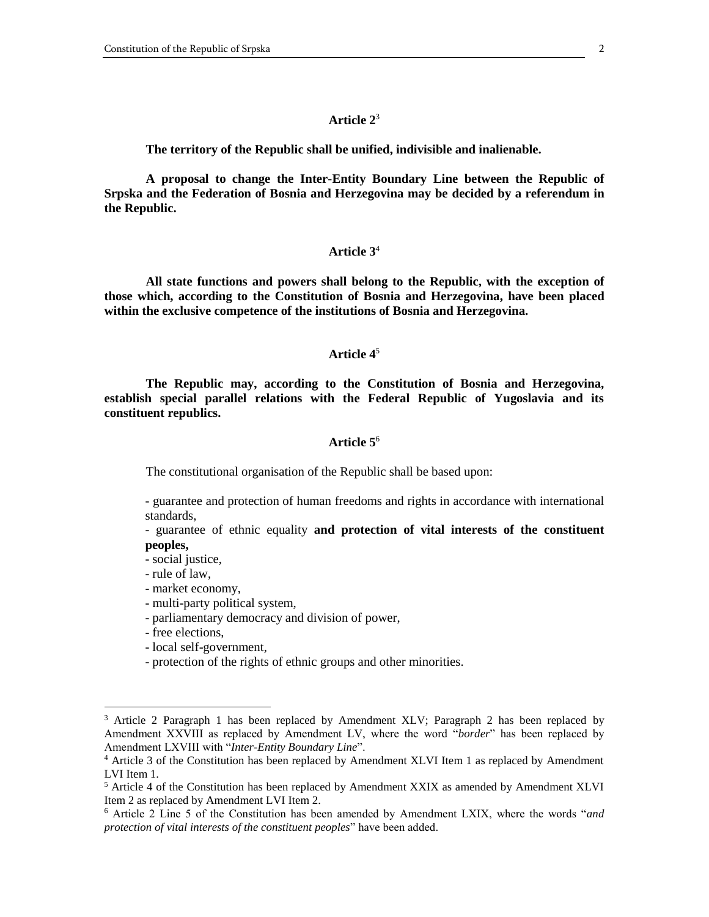## Article 2[3]

**The territory of the Republic shall be unified, indivisible and inalienable.**

**A proposal to change the Inter-Entity Boundary Line between the Republic of Srpska and the Federation of Bosnia and Herzegovina may be decided by a referendum in the Republic.**

## Article 3[4]

**All state functions and powers shall belong to the Republic, with the exception of those which, according to the Constitution of Bosnia and Herzegovina, have been placed within the exclusive competence of the institutions of Bosnia and Herzegovina.**

## Article 4[5]

**The Republic may, according to the Constitution of Bosnia and Herzegovina, establish special parallel relations with the Federal Republic of Yugoslavia and its constituent republics.**

## Article 5[6]

The constitutional organisation of the Republic shall be based upon:

- guarantee and protection of human freedoms and rights in accordance with international standards,
- guarantee of ethnic equality **and protection of vital interests of the constituent peoples,**
- social justice,
- rule of law,
- market economy,
- multi-party political system,
- parliamentary democracy and division of power,
- free elections,
- local self-government,
- protection of the rights of ethnic groups and other minorities.

---

[3] Article 2 Paragraph 1 has been replaced by Amendment XLV; Paragraph 2 has been replaced by Amendment XXVIII as replaced by Amendment LV, where the word "*border*" has been replaced by Amendment LXVIII with "*Inter-Entity Boundary Line*".

[4] Article 3 of the Constitution has been replaced by Amendment XLVI Item 1 as replaced by Amendment LVI Item 1.

[5] Article 4 of the Constitution has been replaced by Amendment XXIX as amended by Amendment XLVI Item 2 as replaced by Amendment LVI Item 2.

[6] Article 2 Line 5 of the Constitution has been amended by Amendment LXIX, where the words "*and protection of vital interests of the constituent peoples*" have been added.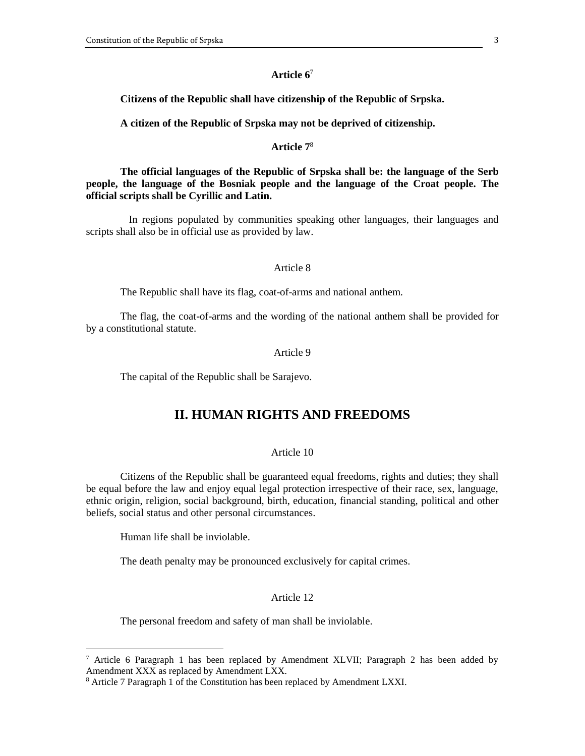**Article 6**[7]

**Citizens of the Republic shall have citizenship of the Republic of Srpska.**

**A citizen of the Republic of Srpska may not be deprived of citizenship.**

**Article 7**[8]

**The official languages of the Republic of Srpska shall be: the language of the Serb people, the language of the Bosniak people and the language of the Croat people. The official scripts shall be Cyrillic and Latin.**

In regions populated by communities speaking other languages, their languages and scripts shall also be in official use as provided by law.

Article 8

The Republic shall have its flag, coat-of-arms and national anthem.

The flag, the coat-of-arms and the wording of the national anthem shall be provided for by a constitutional statute.

Article 9

The capital of the Republic shall be Sarajevo.

## II. HUMAN RIGHTS AND FREEDOMS

Article 10

Citizens of the Republic shall be guaranteed equal freedoms, rights and duties; they shall be equal before the law and enjoy equal legal protection irrespective of their race, sex, language, ethnic origin, religion, social background, birth, education, financial standing, political and other beliefs, social status and other personal circumstances.

Human life shall be inviolable.

The death penalty may be pronounced exclusively for capital crimes.

Article 12

The personal freedom and safety of man shall be inviolable.

---

[7] Article 6 Paragraph 1 has been replaced by Amendment XLVII; Paragraph 2 has been added by Amendment XXX as replaced by Amendment LXX.

[8] Article 7 Paragraph 1 of the Constitution has been replaced by Amendment LXXI.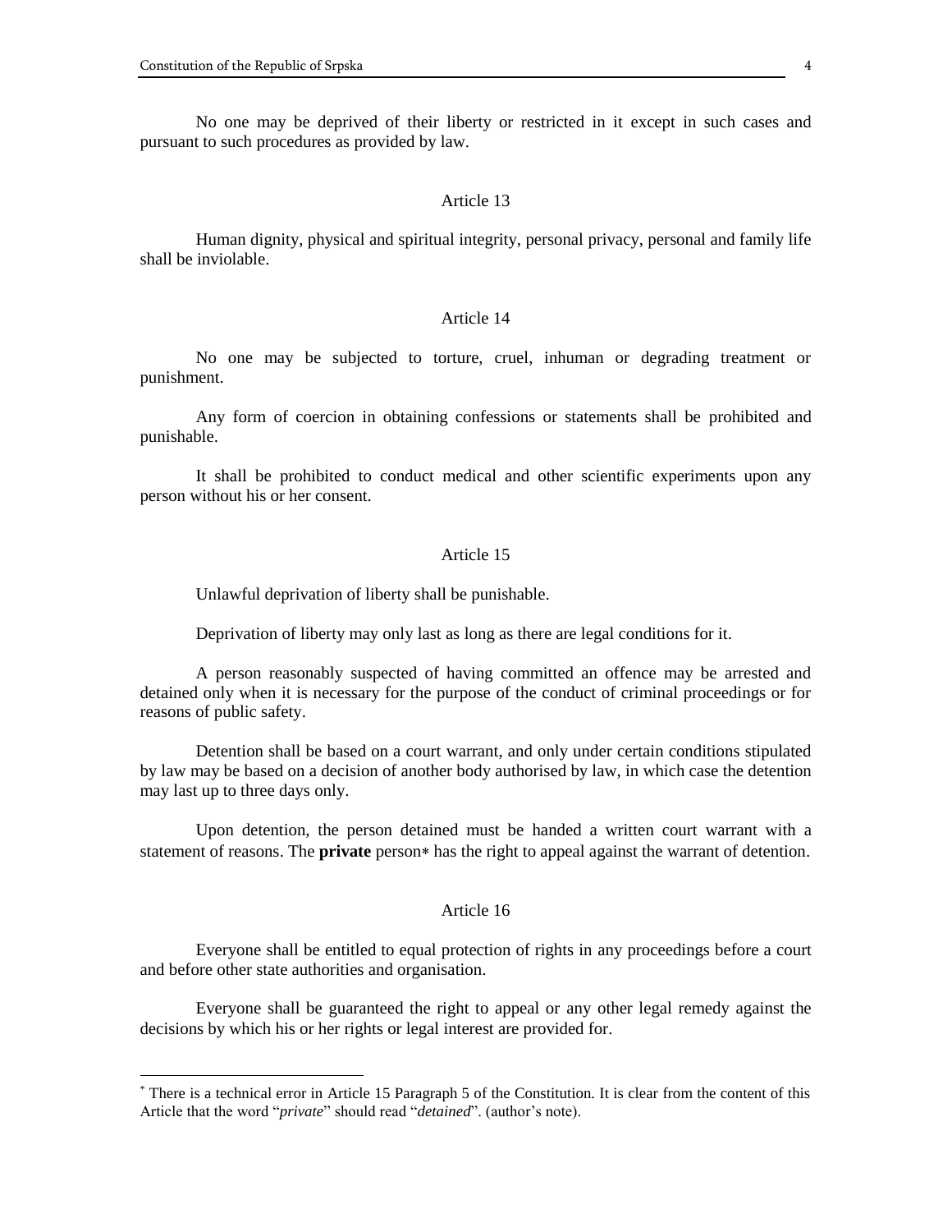No one may be deprived of their liberty or restricted in it except in such cases and pursuant to such procedures as provided by law.

### Article 13

Human dignity, physical and spiritual integrity, personal privacy, personal and family life shall be inviolable.

### Article 14

No one may be subjected to torture, cruel, inhuman or degrading treatment or punishment.

Any form of coercion in obtaining confessions or statements shall be prohibited and punishable.

It shall be prohibited to conduct medical and other scientific experiments upon any person without his or her consent.

### Article 15

Unlawful deprivation of liberty shall be punishable.

Deprivation of liberty may only last as long as there are legal conditions for it.

A person reasonably suspected of having committed an offence may be arrested and detained only when it is necessary for the purpose of the conduct of criminal proceedings or for reasons of public safety.

Detention shall be based on a court warrant, and only under certain conditions stipulated by law may be based on a decision of another body authorised by law, in which case the detention may last up to three days only.

Upon detention, the person detained must be handed a written court warrant with a statement of reasons. The **private** person* has the right to appeal against the warrant of detention.

### Article 16

Everyone shall be entitled to equal protection of rights in any proceedings before a court and before other state authorities and organisation.

Everyone shall be guaranteed the right to appeal or any other legal remedy against the decisions by which his or her rights or legal interest are provided for.

---

* There is a technical error in Article 15 Paragraph 5 of the Constitution. It is clear from the content of this Article that the word "*private*" should read "*detained*". (author's note).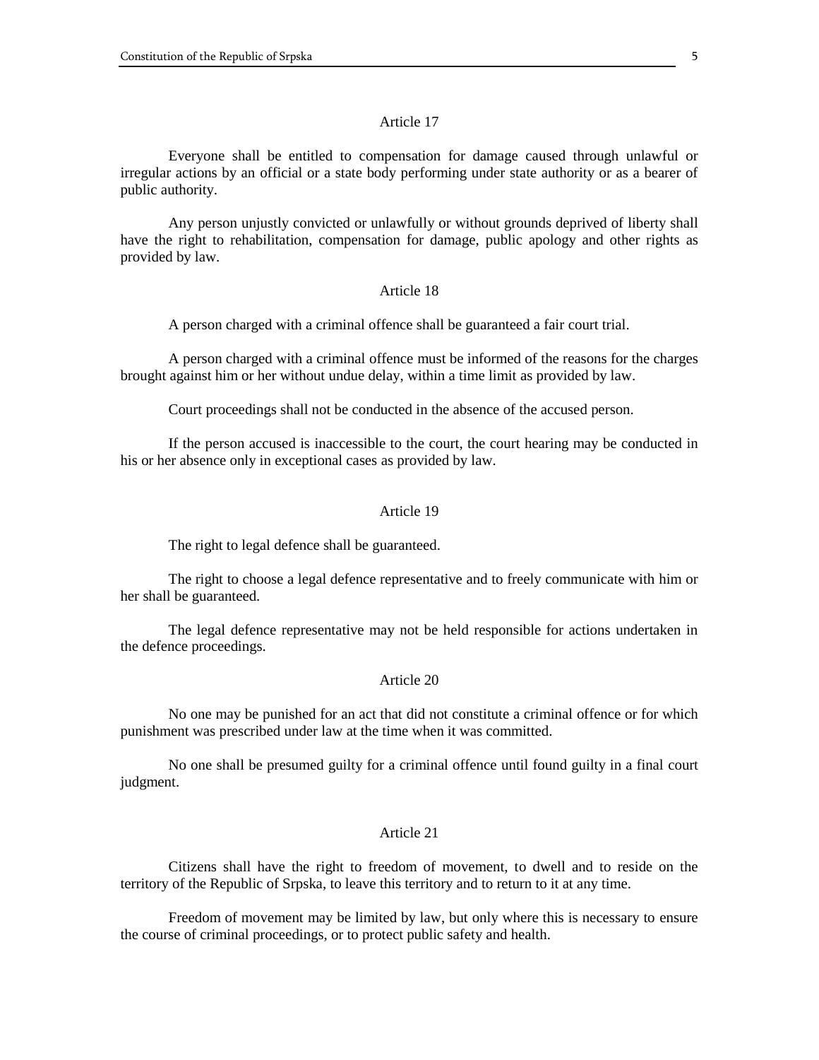### Article 17

Everyone shall be entitled to compensation for damage caused through unlawful or irregular actions by an official or a state body performing under state authority or as a bearer of public authority.

Any person unjustly convicted or unlawfully or without grounds deprived of liberty shall have the right to rehabilitation, compensation for damage, public apology and other rights as provided by law.

### Article 18

A person charged with a criminal offence shall be guaranteed a fair court trial.

A person charged with a criminal offence must be informed of the reasons for the charges brought against him or her without undue delay, within a time limit as provided by law.

Court proceedings shall not be conducted in the absence of the accused person.

If the person accused is inaccessible to the court, the court hearing may be conducted in his or her absence only in exceptional cases as provided by law.

### Article 19

The right to legal defence shall be guaranteed.

The right to choose a legal defence representative and to freely communicate with him or her shall be guaranteed.

The legal defence representative may not be held responsible for actions undertaken in the defence proceedings.

### Article 20

No one may be punished for an act that did not constitute a criminal offence or for which punishment was prescribed under law at the time when it was committed.

No one shall be presumed guilty for a criminal offence until found guilty in a final court judgment.

### Article 21

Citizens shall have the right to freedom of movement, to dwell and to reside on the territory of the Republic of Srpska, to leave this territory and to return to it at any time.

Freedom of movement may be limited by law, but only where this is necessary to ensure the course of criminal proceedings, or to protect public safety and health.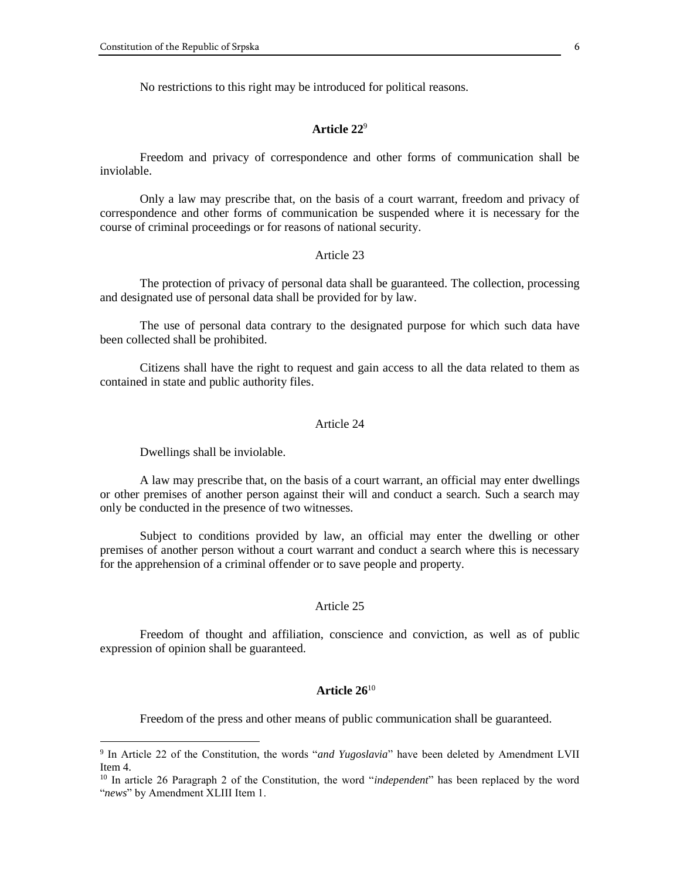No restrictions to this right may be introduced for political reasons.

### **Article 22**[9]

Freedom and privacy of correspondence and other forms of communication shall be inviolable.

Only a law may prescribe that, on the basis of a court warrant, freedom and privacy of correspondence and other forms of communication be suspended where it is necessary for the course of criminal proceedings or for reasons of national security.

### Article 23

The protection of privacy of personal data shall be guaranteed. The collection, processing and designated use of personal data shall be provided for by law.

The use of personal data contrary to the designated purpose for which such data have been collected shall be prohibited.

Citizens shall have the right to request and gain access to all the data related to them as contained in state and public authority files.

### Article 24

Dwellings shall be inviolable.

A law may prescribe that, on the basis of a court warrant, an official may enter dwellings or other premises of another person against their will and conduct a search. Such a search may only be conducted in the presence of two witnesses.

Subject to conditions provided by law, an official may enter the dwelling or other premises of another person without a court warrant and conduct a search where this is necessary for the apprehension of a criminal offender or to save people and property.

### Article 25

Freedom of thought and affiliation, conscience and conviction, as well as of public expression of opinion shall be guaranteed.

### **Article 26**[10]

Freedom of the press and other means of public communication shall be guaranteed.

---

[9] In Article 22 of the Constitution, the words "*and Yugoslavia*" have been deleted by Amendment LVII Item 4.

[10] In article 26 Paragraph 2 of the Constitution, the word "*independent*" has been replaced by the word "*news*" by Amendment XLIII Item 1.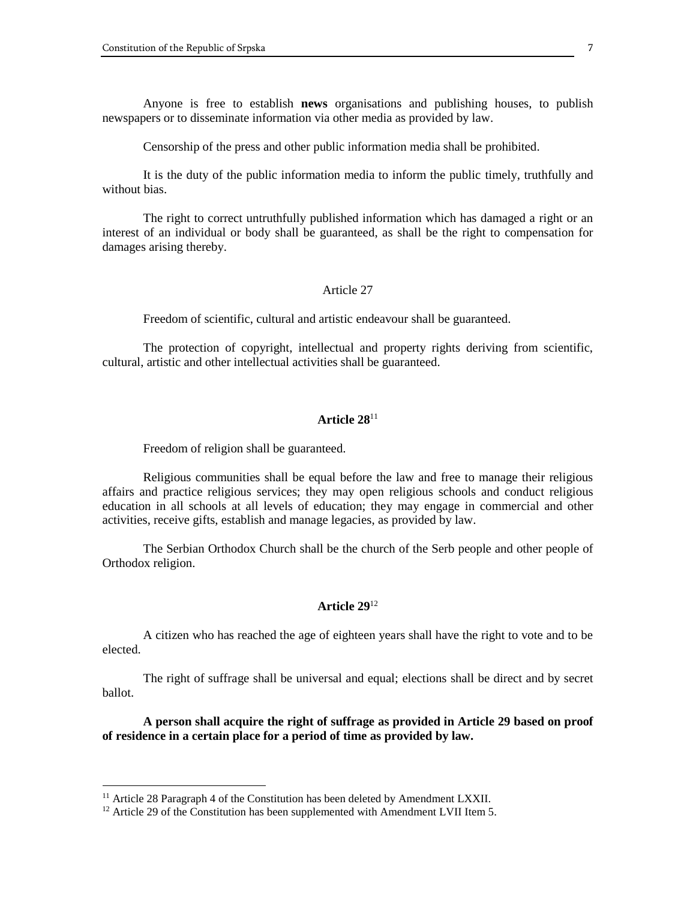Anyone is free to establish **news** organisations and publishing houses, to publish newspapers or to disseminate information via other media as provided by law.

Censorship of the press and other public information media shall be prohibited.

It is the duty of the public information media to inform the public timely, truthfully and without bias.

The right to correct untruthfully published information which has damaged a right or an interest of an individual or body shall be guaranteed, as shall be the right to compensation for damages arising thereby.

Article 27

Freedom of scientific, cultural and artistic endeavour shall be guaranteed.

The protection of copyright, intellectual and property rights deriving from scientific, cultural, artistic and other intellectual activities shall be guaranteed.

**Article 28**[11]

Freedom of religion shall be guaranteed.

Religious communities shall be equal before the law and free to manage their religious affairs and practice religious services; they may open religious schools and conduct religious education in all schools at all levels of education; they may engage in commercial and other activities, receive gifts, establish and manage legacies, as provided by law.

The Serbian Orthodox Church shall be the church of the Serb people and other people of Orthodox religion.

**Article 29**[12]

A citizen who has reached the age of eighteen years shall have the right to vote and to be elected.

The right of suffrage shall be universal and equal; elections shall be direct and by secret ballot.

**A person shall acquire the right of suffrage as provided in Article 29 based on proof of residence in a certain place for a period of time as provided by law.**

---

[11] Article 28 Paragraph 4 of the Constitution has been deleted by Amendment LXXII.

[12] Article 29 of the Constitution has been supplemented with Amendment LVII Item 5.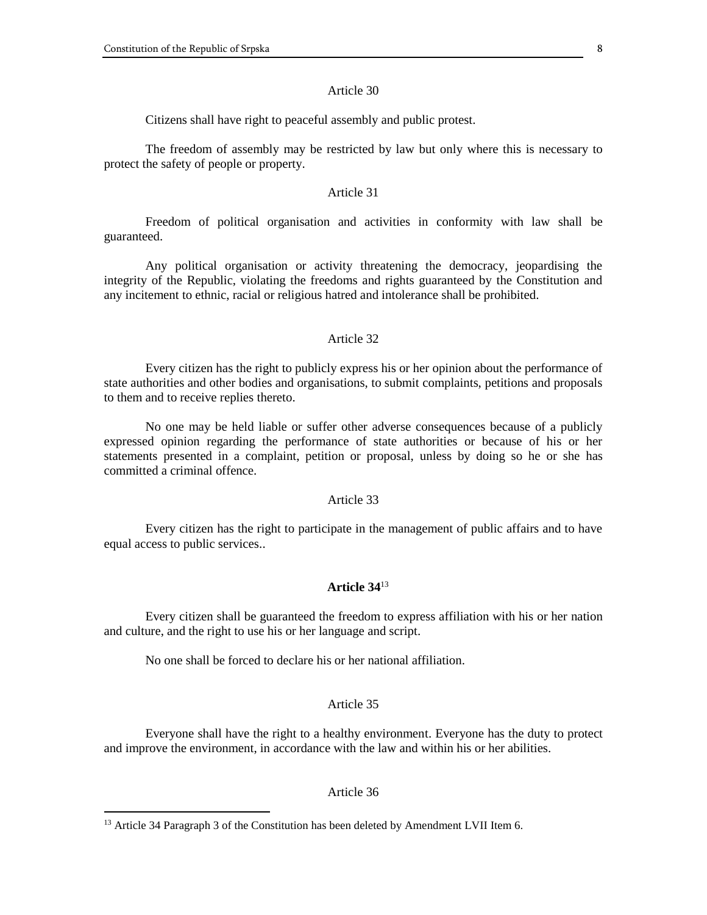Article 30

Citizens shall have right to peaceful assembly and public protest.

The freedom of assembly may be restricted by law but only where this is necessary to protect the safety of people or property.

Article 31

Freedom of political organisation and activities in conformity with law shall be guaranteed.

Any political organisation or activity threatening the democracy, jeopardising the integrity of the Republic, violating the freedoms and rights guaranteed by the Constitution and any incitement to ethnic, racial or religious hatred and intolerance shall be prohibited.

Article 32

Every citizen has the right to publicly express his or her opinion about the performance of state authorities and other bodies and organisations, to submit complaints, petitions and proposals to them and to receive replies thereto.

No one may be held liable or suffer other adverse consequences because of a publicly expressed opinion regarding the performance of state authorities or because of his or her statements presented in a complaint, petition or proposal, unless by doing so he or she has committed a criminal offence.

Article 33

Every citizen has the right to participate in the management of public affairs and to have equal access to public services..

**Article 34**[13]

Every citizen shall be guaranteed the freedom to express affiliation with his or her nation and culture, and the right to use his or her language and script.

No one shall be forced to declare his or her national affiliation.

Article 35

Everyone shall have the right to a healthy environment. Everyone has the duty to protect and improve the environment, in accordance with the law and within his or her abilities.

Article 36

[13] Article 34 Paragraph 3 of the Constitution has been deleted by Amendment LVII Item 6.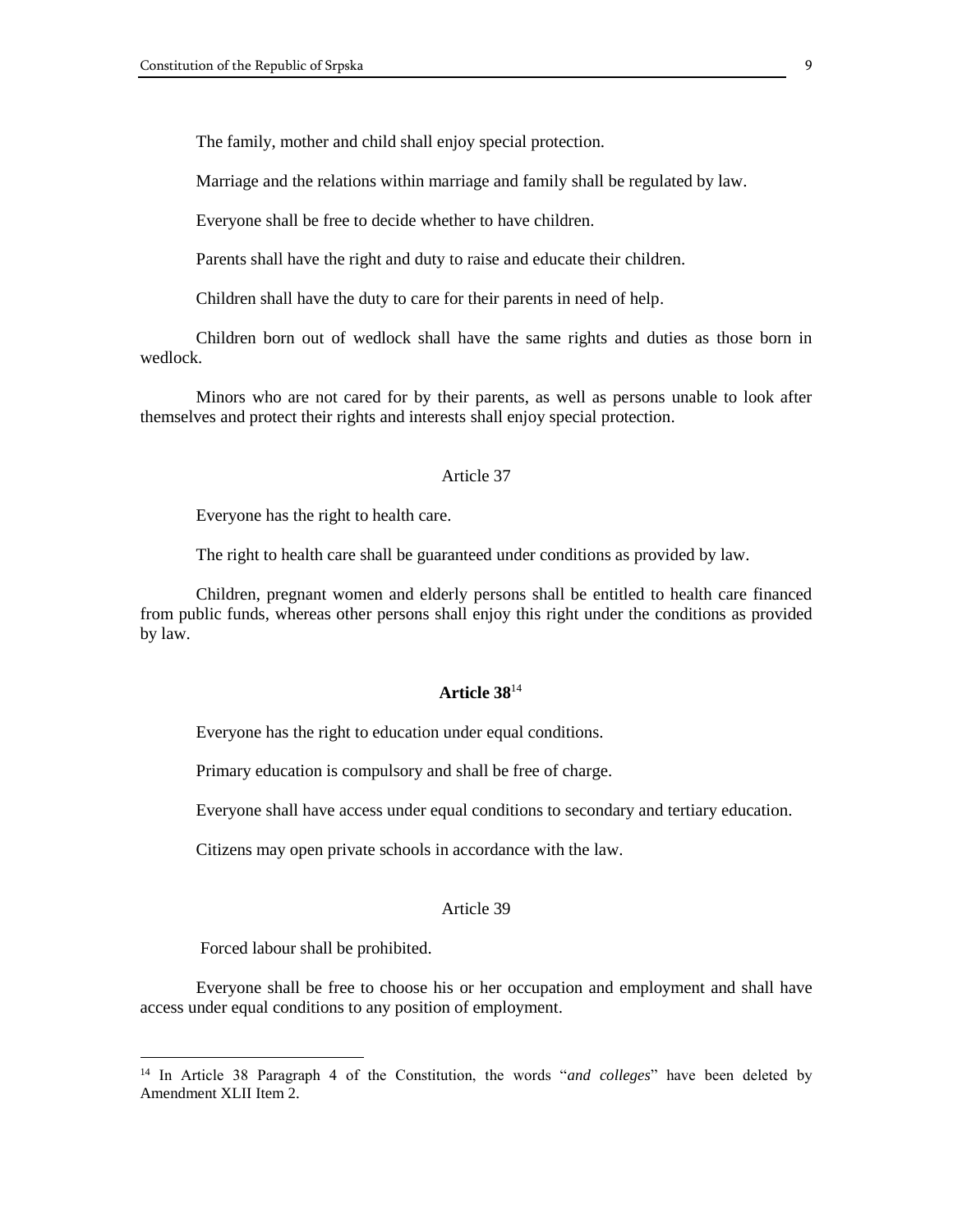The family, mother and child shall enjoy special protection.

Marriage and the relations within marriage and family shall be regulated by law.

Everyone shall be free to decide whether to have children.

Parents shall have the right and duty to raise and educate their children.

Children shall have the duty to care for their parents in need of help.

Children born out of wedlock shall have the same rights and duties as those born in wedlock.

Minors who are not cared for by their parents, as well as persons unable to look after themselves and protect their rights and interests shall enjoy special protection.

Article 37

Everyone has the right to health care.

The right to health care shall be guaranteed under conditions as provided by law.

Children, pregnant women and elderly persons shall be entitled to health care financed from public funds, whereas other persons shall enjoy this right under the conditions as provided by law.

**Article 38**[14]

Everyone has the right to education under equal conditions.

Primary education is compulsory and shall be free of charge.

Everyone shall have access under equal conditions to secondary and tertiary education.

Citizens may open private schools in accordance with the law.

Article 39

Forced labour shall be prohibited.

Everyone shall be free to choose his or her occupation and employment and shall have access under equal conditions to any position of employment.

---

[14] In Article 38 Paragraph 4 of the Constitution, the words "*and colleges*" have been deleted by Amendment XLII Item 2.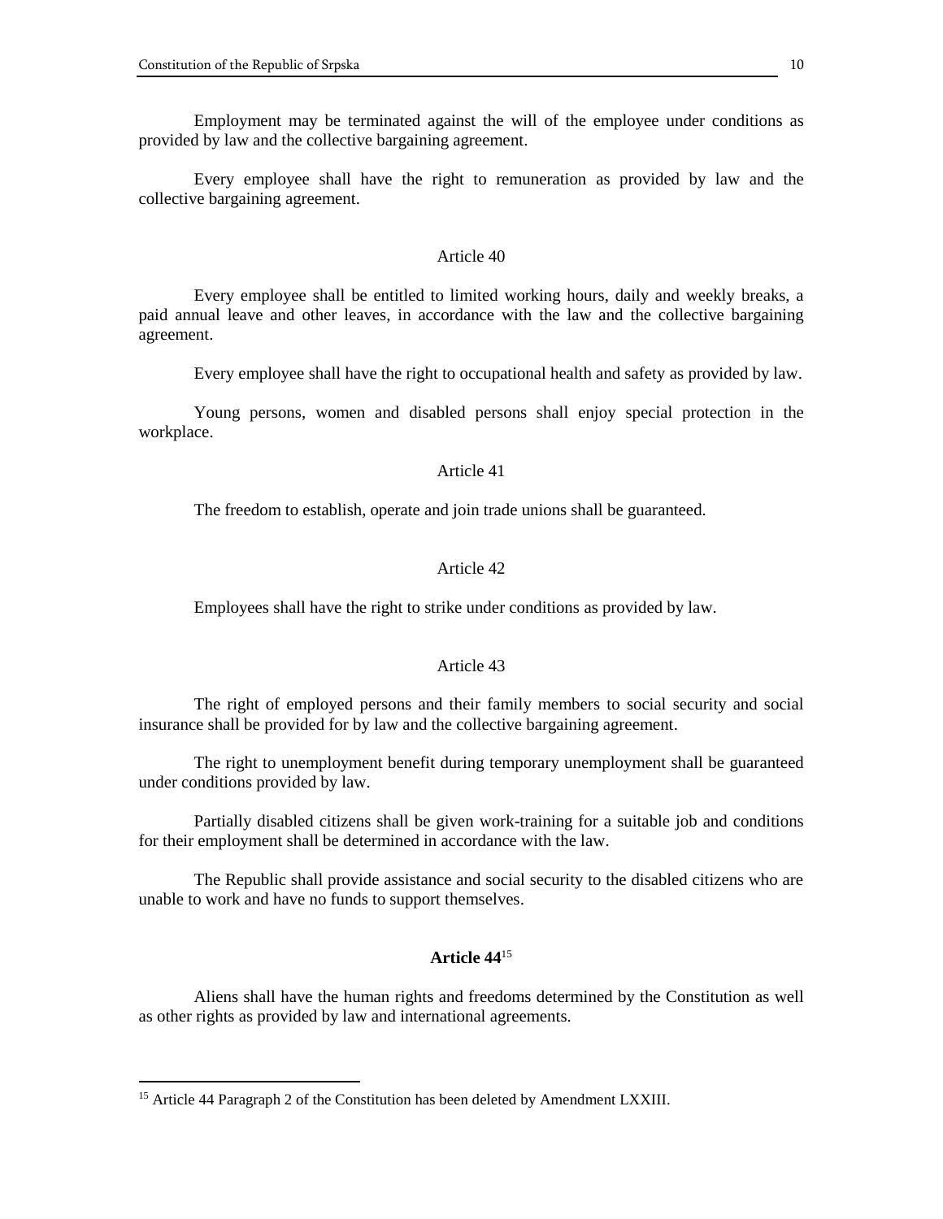Employment may be terminated against the will of the employee under conditions as provided by law and the collective bargaining agreement.

Every employee shall have the right to remuneration as provided by law and the collective bargaining agreement.

Article 40

Every employee shall be entitled to limited working hours, daily and weekly breaks, a paid annual leave and other leaves, in accordance with the law and the collective bargaining agreement.

Every employee shall have the right to occupational health and safety as provided by law.

Young persons, women and disabled persons shall enjoy special protection in the workplace.

Article 41

The freedom to establish, operate and join trade unions shall be guaranteed.

Article 42

Employees shall have the right to strike under conditions as provided by law.

Article 43

The right of employed persons and their family members to social security and social insurance shall be provided for by law and the collective bargaining agreement.

The right to unemployment benefit during temporary unemployment shall be guaranteed under conditions provided by law.

Partially disabled citizens shall be given work-training for a suitable job and conditions for their employment shall be determined in accordance with the law.

The Republic shall provide assistance and social security to the disabled citizens who are unable to work and have no funds to support themselves.

**Article 44**[15]

Aliens shall have the human rights and freedoms determined by the Constitution as well as other rights as provided by law and international agreements.

---

[15] Article 44 Paragraph 2 of the Constitution has been deleted by Amendment LXXIII.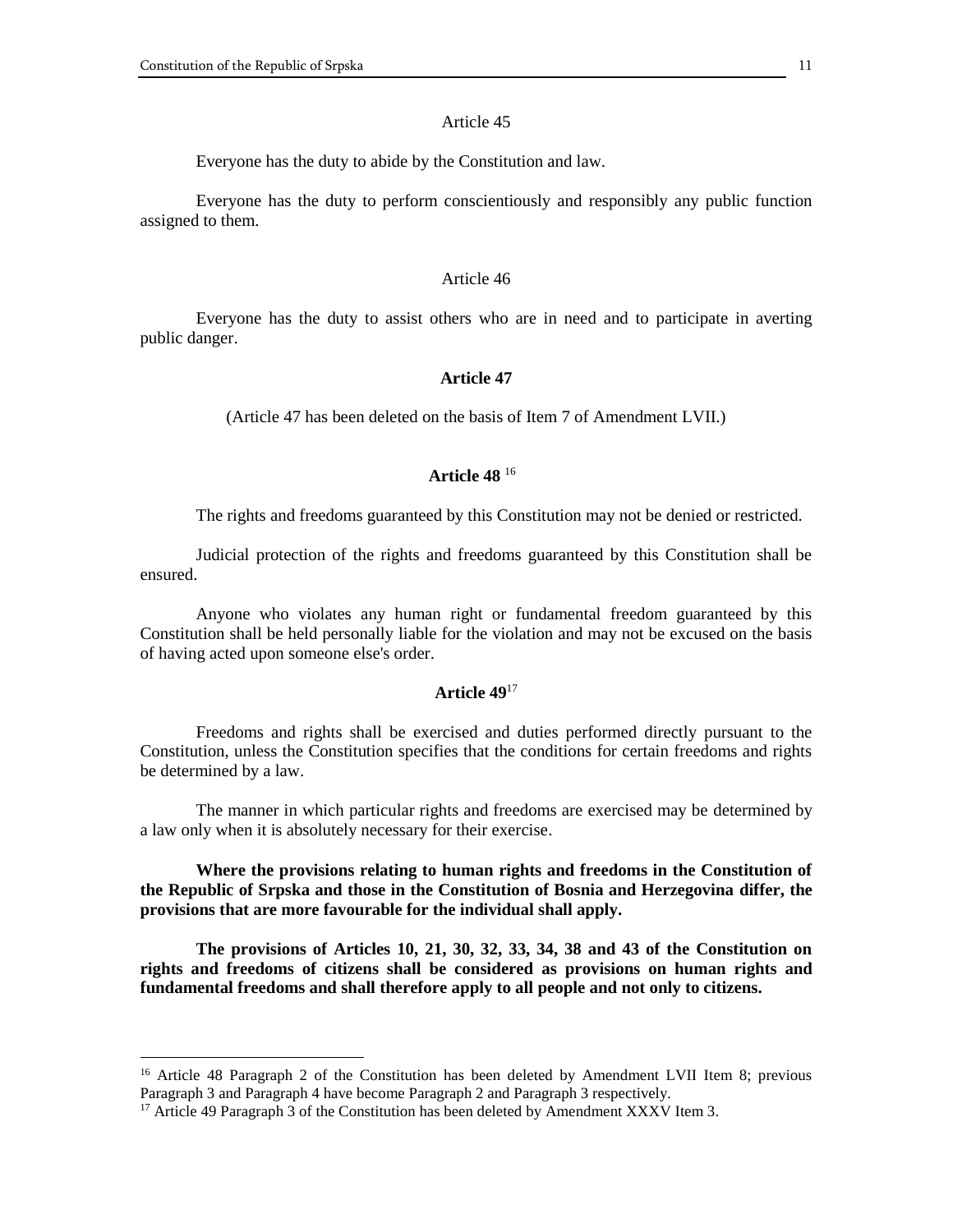Article 45

Everyone has the duty to abide by the Constitution and law.

Everyone has the duty to perform conscientiously and responsibly any public function assigned to them.

Article 46

Everyone has the duty to assist others who are in need and to participate in averting public danger.

**Article 47**

(Article 47 has been deleted on the basis of Item 7 of Amendment LVII.)

**Article 48** [16]

The rights and freedoms guaranteed by this Constitution may not be denied or restricted.

Judicial protection of the rights and freedoms guaranteed by this Constitution shall be ensured.

Anyone who violates any human right or fundamental freedom guaranteed by this Constitution shall be held personally liable for the violation and may not be excused on the basis of having acted upon someone else's order.

**Article 49**[17]

Freedoms and rights shall be exercised and duties performed directly pursuant to the Constitution, unless the Constitution specifies that the conditions for certain freedoms and rights be determined by a law.

The manner in which particular rights and freedoms are exercised may be determined by a law only when it is absolutely necessary for their exercise.

**Where the provisions relating to human rights and freedoms in the Constitution of the Republic of Srpska and those in the Constitution of Bosnia and Herzegovina differ, the provisions that are more favourable for the individual shall apply.**

**The provisions of Articles 10, 21, 30, 32, 33, 34, 38 and 43 of the Constitution on rights and freedoms of citizens shall be considered as provisions on human rights and fundamental freedoms and shall therefore apply to all people and not only to citizens.**

---

[16] Article 48 Paragraph 2 of the Constitution has been deleted by Amendment LVII Item 8; previous Paragraph 3 and Paragraph 4 have become Paragraph 2 and Paragraph 3 respectively.

[17] Article 49 Paragraph 3 of the Constitution has been deleted by Amendment XXXV Item 3.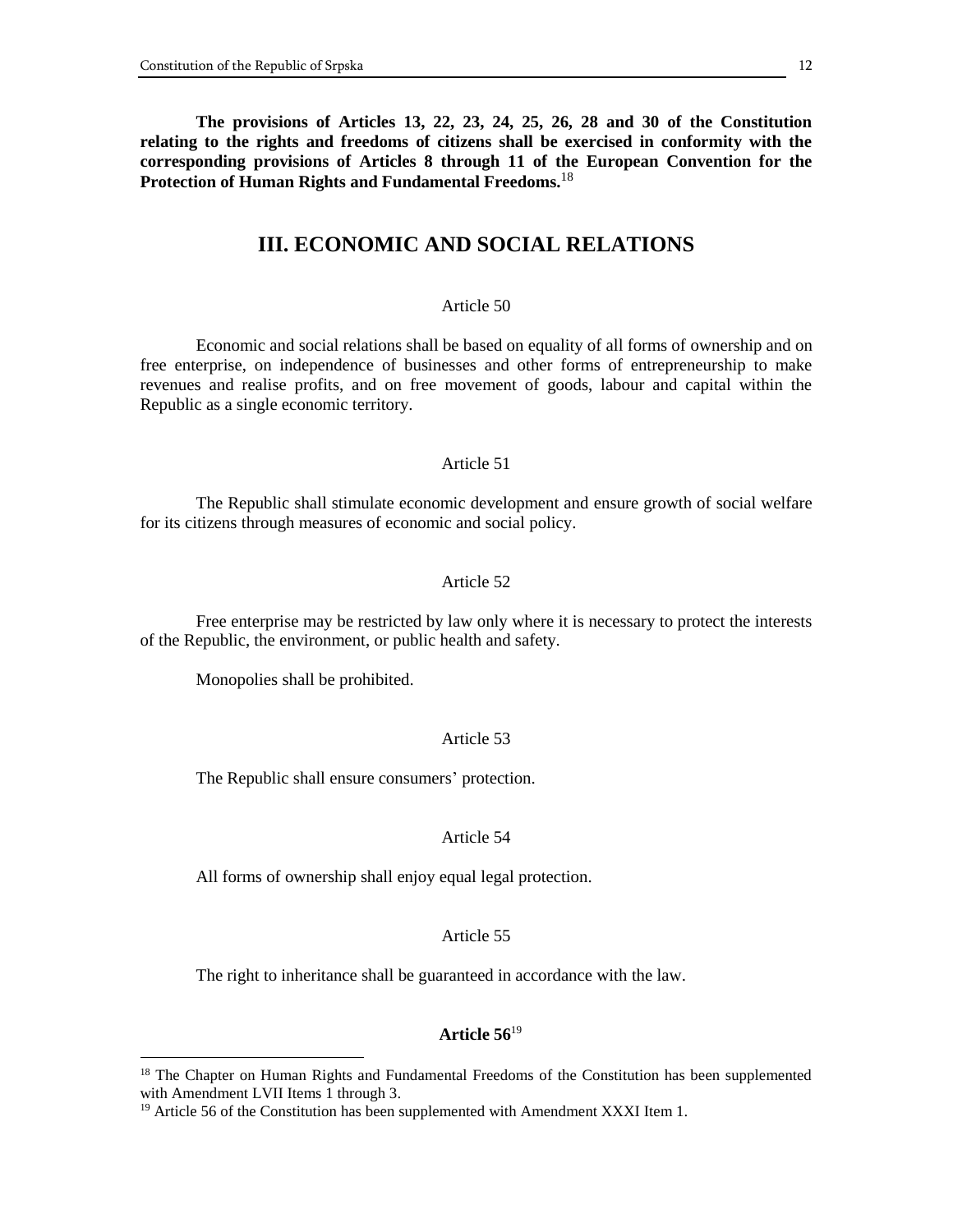**The provisions of Articles 13, 22, 23, 24, 25, 26, 28 and 30 of the Constitution relating to the rights and freedoms of citizens shall be exercised in conformity with the corresponding provisions of Articles 8 through 11 of the European Convention for the Protection of Human Rights and Fundamental Freedoms.**[18]

## III. ECONOMIC AND SOCIAL RELATIONS

Article 50

Economic and social relations shall be based on equality of all forms of ownership and on free enterprise, on independence of businesses and other forms of entrepreneurship to make revenues and realise profits, and on free movement of goods, labour and capital within the Republic as a single economic territory.

Article 51

The Republic shall stimulate economic development and ensure growth of social welfare for its citizens through measures of economic and social policy.

Article 52

Free enterprise may be restricted by law only where it is necessary to protect the interests of the Republic, the environment, or public health and safety.

Monopolies shall be prohibited.

Article 53

The Republic shall ensure consumers' protection.

Article 54

All forms of ownership shall enjoy equal legal protection.

Article 55

The right to inheritance shall be guaranteed in accordance with the law.

**Article 56**[19]

---

[18] The Chapter on Human Rights and Fundamental Freedoms of the Constitution has been supplemented with Amendment LVII Items 1 through 3.

[19] Article 56 of the Constitution has been supplemented with Amendment XXXI Item 1.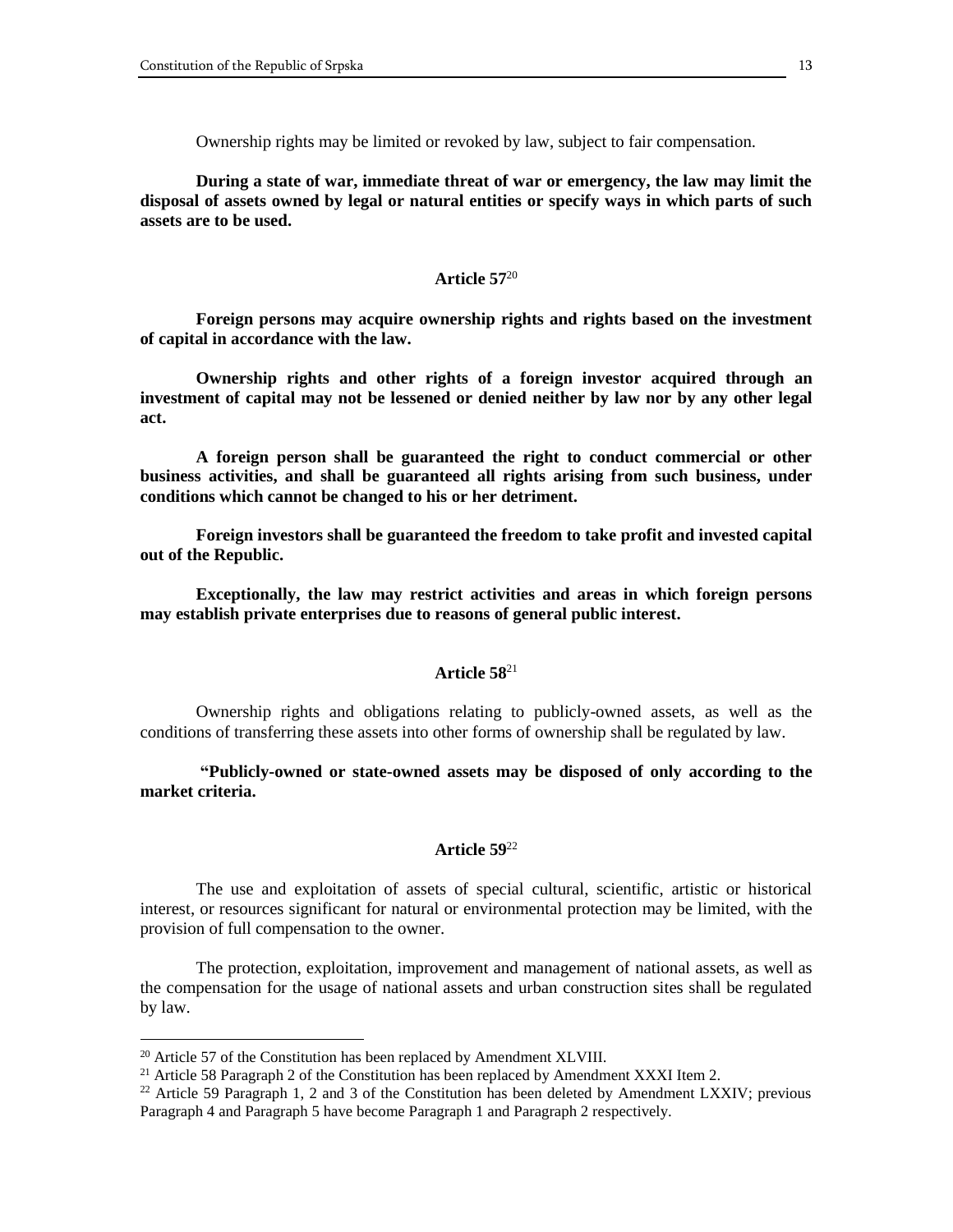Ownership rights may be limited or revoked by law, subject to fair compensation.

**During a state of war, immediate threat of war or emergency, the law may limit the disposal of assets owned by legal or natural entities or specify ways in which parts of such assets are to be used.**

### Article 57[20]

**Foreign persons may acquire ownership rights and rights based on the investment of capital in accordance with the law.**

**Ownership rights and other rights of a foreign investor acquired through an investment of capital may not be lessened or denied neither by law nor by any other legal act.**

**A foreign person shall be guaranteed the right to conduct commercial or other business activities, and shall be guaranteed all rights arising from such business, under conditions which cannot be changed to his or her detriment.**

**Foreign investors shall be guaranteed the freedom to take profit and invested capital out of the Republic.**

**Exceptionally, the law may restrict activities and areas in which foreign persons may establish private enterprises due to reasons of general public interest.**

### Article 58[21]

Ownership rights and obligations relating to publicly-owned assets, as well as the conditions of transferring these assets into other forms of ownership shall be regulated by law.

**"Publicly-owned or state-owned assets may be disposed of only according to the market criteria.**

### Article 59[22]

The use and exploitation of assets of special cultural, scientific, artistic or historical interest, or resources significant for natural or environmental protection may be limited, with the provision of full compensation to the owner.

The protection, exploitation, improvement and management of national assets, as well as the compensation for the usage of national assets and urban construction sites shall be regulated by law.

---

[20] Article 57 of the Constitution has been replaced by Amendment XLVIII.

[21] Article 58 Paragraph 2 of the Constitution has been replaced by Amendment XXXI Item 2.

[22] Article 59 Paragraph 1, 2 and 3 of the Constitution has been deleted by Amendment LXXIV; previous Paragraph 4 and Paragraph 5 have become Paragraph 1 and Paragraph 2 respectively.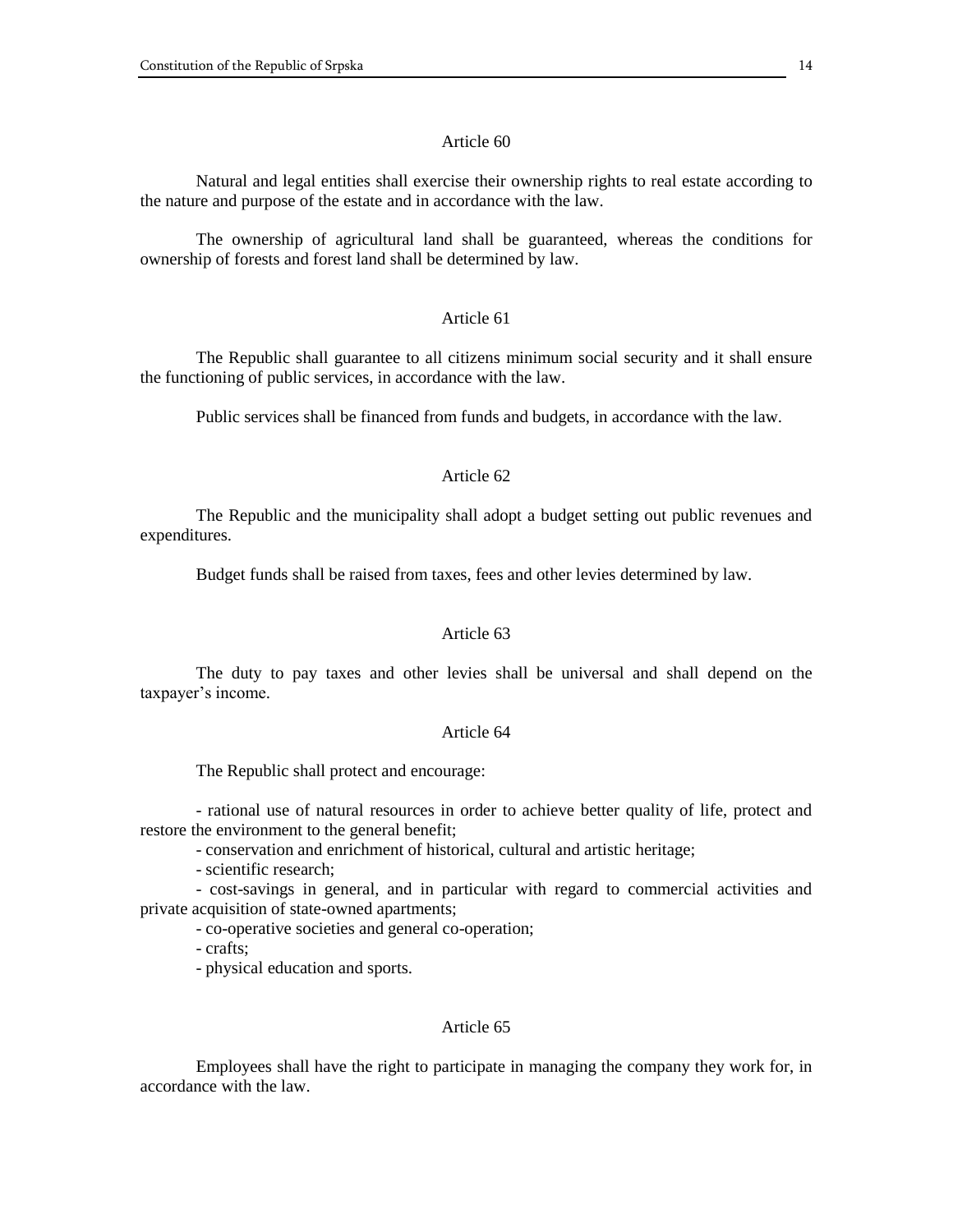### Article 60

Natural and legal entities shall exercise their ownership rights to real estate according to the nature and purpose of the estate and in accordance with the law.

The ownership of agricultural land shall be guaranteed, whereas the conditions for ownership of forests and forest land shall be determined by law.

### Article 61

The Republic shall guarantee to all citizens minimum social security and it shall ensure the functioning of public services, in accordance with the law.

Public services shall be financed from funds and budgets, in accordance with the law.

### Article 62

The Republic and the municipality shall adopt a budget setting out public revenues and expenditures.

Budget funds shall be raised from taxes, fees and other levies determined by law.

### Article 63

The duty to pay taxes and other levies shall be universal and shall depend on the taxpayer's income.

### Article 64

The Republic shall protect and encourage:

- rational use of natural resources in order to achieve better quality of life, protect and restore the environment to the general benefit;
- conservation and enrichment of historical, cultural and artistic heritage;
- scientific research;
- cost-savings in general, and in particular with regard to commercial activities and private acquisition of state-owned apartments;
- co-operative societies and general co-operation;
- crafts;
- physical education and sports.

### Article 65

Employees shall have the right to participate in managing the company they work for, in accordance with the law.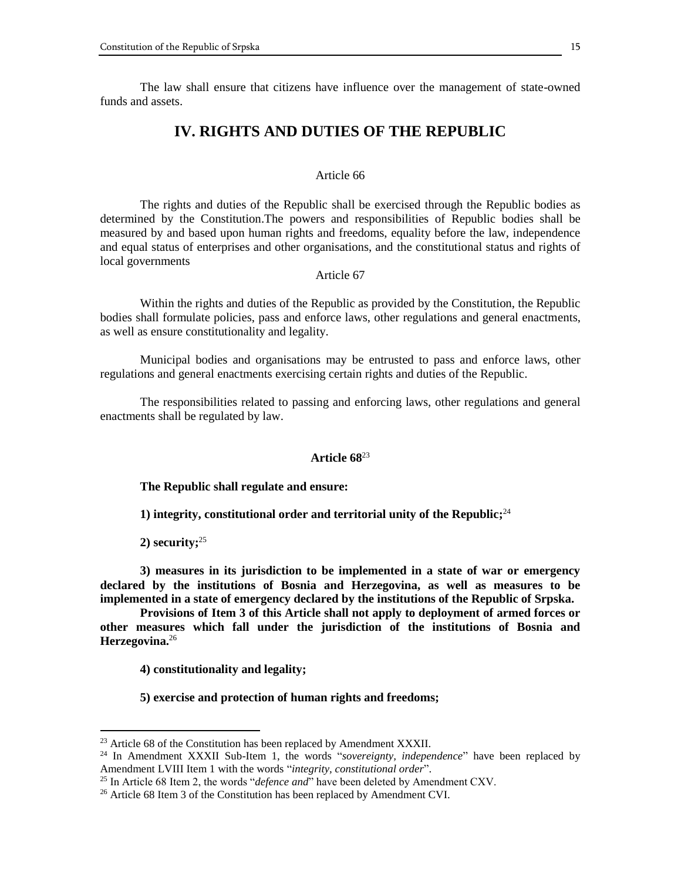The law shall ensure that citizens have influence over the management of state-owned funds and assets.

## IV. RIGHTS AND DUTIES OF THE REPUBLIC

Article 66

The rights and duties of the Republic shall be exercised through the Republic bodies as determined by the Constitution.The powers and responsibilities of Republic bodies shall be measured by and based upon human rights and freedoms, equality before the law, independence and equal status of enterprises and other organisations, and the constitutional status and rights of local governments

Article 67

Within the rights and duties of the Republic as provided by the Constitution, the Republic bodies shall formulate policies, pass and enforce laws, other regulations and general enactments, as well as ensure constitutionality and legality.

Municipal bodies and organisations may be entrusted to pass and enforce laws, other regulations and general enactments exercising certain rights and duties of the Republic.

The responsibilities related to passing and enforcing laws, other regulations and general enactments shall be regulated by law.

**Article 68**[23]

**The Republic shall regulate and ensure:**

**1) integrity, constitutional order and territorial unity of the Republic;**[24]

**2) security;**[25]

**3) measures in its jurisdiction to be implemented in a state of war or emergency declared by the institutions of Bosnia and Herzegovina, as well as measures to be implemented in a state of emergency declared by the institutions of the Republic of Srpska.**

**Provisions of Item 3 of this Article shall not apply to deployment of armed forces or other measures which fall under the jurisdiction of the institutions of Bosnia and Herzegovina.**[26]

**4) constitutionality and legality;**

**5) exercise and protection of human rights and freedoms;**

---

[23] Article 68 of the Constitution has been replaced by Amendment XXXII.

[24] In Amendment XXXII Sub-Item 1, the words "*sovereignty, independence*" have been replaced by Amendment LVIII Item 1 with the words "*integrity, constitutional order*".

[25] In Article 68 Item 2, the words "*defence and*" have been deleted by Amendment CXV.

[26] Article 68 Item 3 of the Constitution has been replaced by Amendment CVI.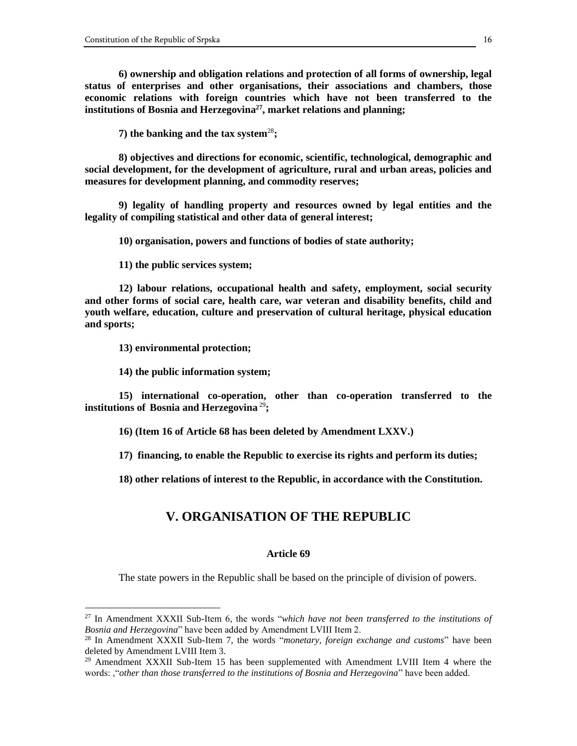**6) ownership and obligation relations and protection of all forms of ownership, legal status of enterprises and other organisations, their associations and chambers, those economic relations with foreign countries which have not been transferred to the institutions of Bosnia and Herzegovina[27], market relations and planning;**

**7) the banking and the tax system[28];**

**8) objectives and directions for economic, scientific, technological, demographic and social development, for the development of agriculture, rural and urban areas, policies and measures for development planning, and commodity reserves;**

**9) legality of handling property and resources owned by legal entities and the legality of compiling statistical and other data of general interest;**

**10) organisation, powers and functions of bodies of state authority;**

**11) the public services system;**

**12) labour relations, occupational health and safety, employment, social security and other forms of social care, health care, war veteran and disability benefits, child and youth welfare, education, culture and preservation of cultural heritage, physical education and sports;**

**13) environmental protection;**

**14) the public information system;**

**15) international co-operation, other than co-operation transferred to the institutions of Bosnia and Herzegovina[29];**

**16) (Item 16 of Article 68 has been deleted by Amendment LXXV.)**

**17) financing, to enable the Republic to exercise its rights and perform its duties;**

**18) other relations of interest to the Republic, in accordance with the Constitution.**

## V. ORGANISATION OF THE REPUBLIC

### Article 69

The state powers in the Republic shall be based on the principle of division of powers.

---

[27] In Amendment XXXII Sub-Item 6, the words "*which have not been transferred to the institutions of Bosnia and Herzegovina*" have been added by Amendment LVIII Item 2.

[28] In Amendment XXXII Sub-Item 7, the words "*monetary, foreign exchange and customs*" have been deleted by Amendment LVIII Item 3.

[29] Amendment XXXII Sub-Item 15 has been supplemented with Amendment LVIII Item 4 where the words: ,"*other than those transferred to the institutions of Bosnia and Herzegovina*" have been added.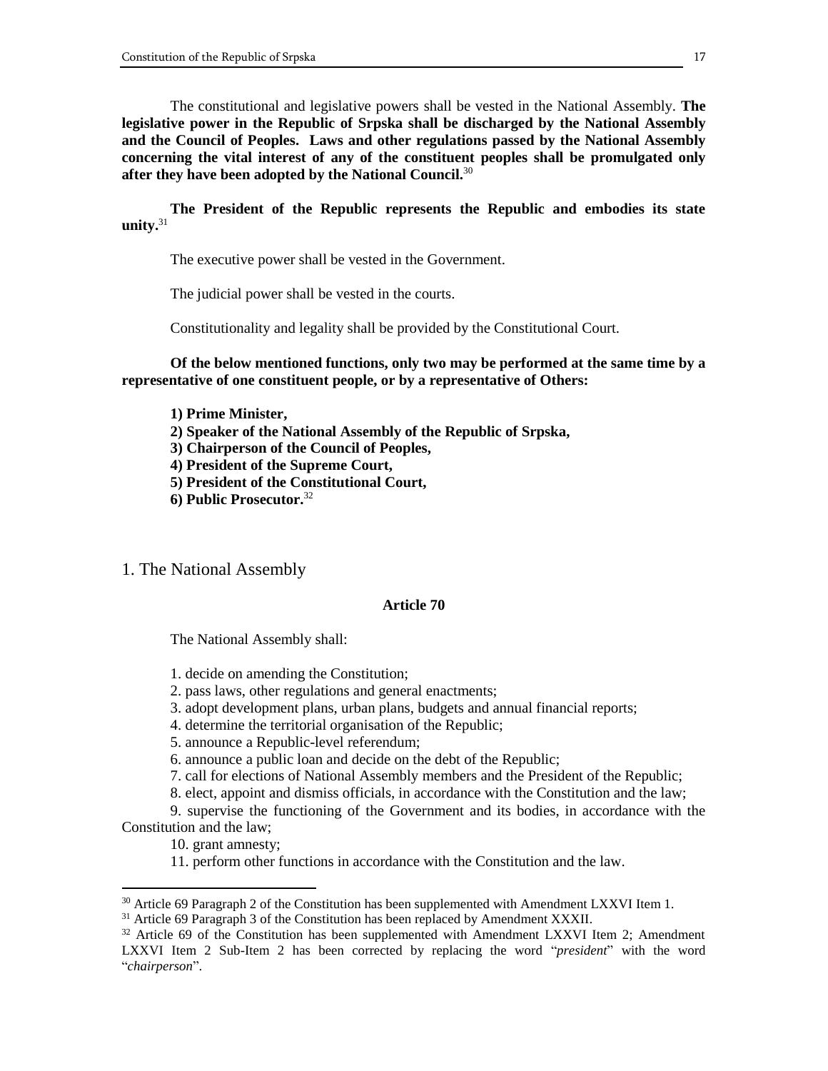The constitutional and legislative powers shall be vested in the National Assembly. **The legislative power in the Republic of Srpska shall be discharged by the National Assembly and the Council of Peoples. Laws and other regulations passed by the National Assembly concerning the vital interest of any of the constituent peoples shall be promulgated only after they have been adopted by the National Council.**[30]

**The President of the Republic represents the Republic and embodies its state unity.**[31]

The executive power shall be vested in the Government.

The judicial power shall be vested in the courts.

Constitutionality and legality shall be provided by the Constitutional Court.

**Of the below mentioned functions, only two may be performed at the same time by a representative of one constituent people, or by a representative of Others:**

**1) Prime Minister,**
**2) Speaker of the National Assembly of the Republic of Srpska,**
**3) Chairperson of the Council of Peoples,**
**4) President of the Supreme Court,**
**5) President of the Constitutional Court,**
**6) Public Prosecutor.**[32]

## 1. The National Assembly

### Article 70

The National Assembly shall:

1. decide on amending the Constitution;
2. pass laws, other regulations and general enactments;
3. adopt development plans, urban plans, budgets and annual financial reports;
4. determine the territorial organisation of the Republic;
5. announce a Republic-level referendum;
6. announce a public loan and decide on the debt of the Republic;
7. call for elections of National Assembly members and the President of the Republic;
8. elect, appoint and dismiss officials, in accordance with the Constitution and the law;
9. supervise the functioning of the Government and its bodies, in accordance with the Constitution and the law;
10. grant amnesty;
11. perform other functions in accordance with the Constitution and the law.

---

[30] Article 69 Paragraph 2 of the Constitution has been supplemented with Amendment LXXVI Item 1.

[31] Article 69 Paragraph 3 of the Constitution has been replaced by Amendment XXXII.

[32] Article 69 of the Constitution has been supplemented with Amendment LXXVI Item 2; Amendment LXXVI Item 2 Sub-Item 2 has been corrected by replacing the word "*president*" with the word "*chairperson*".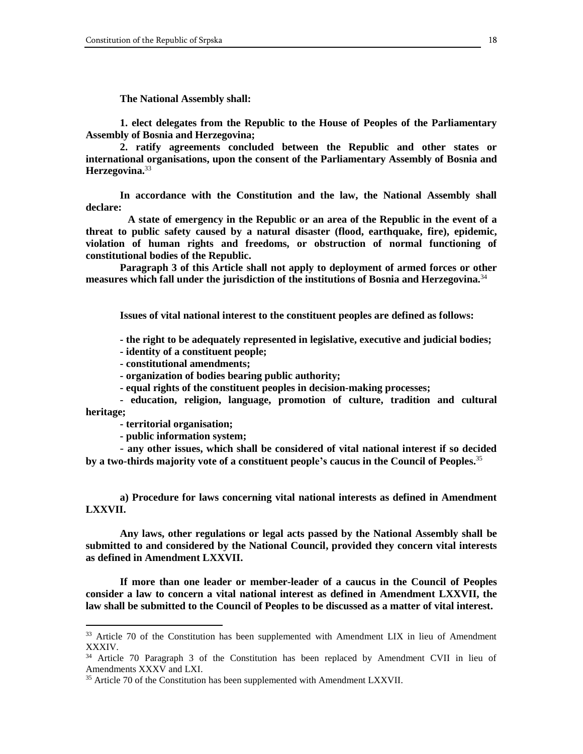**The National Assembly shall:**

**1. elect delegates from the Republic to the House of Peoples of the Parliamentary Assembly of Bosnia and Herzegovina;**

**2. ratify agreements concluded between the Republic and other states or international organisations, upon the consent of the Parliamentary Assembly of Bosnia and Herzegovina.**[33]

**In accordance with the Constitution and the law, the National Assembly shall declare:**

**A state of emergency in the Republic or an area of the Republic in the event of a threat to public safety caused by a natural disaster (flood, earthquake, fire), epidemic, violation of human rights and freedoms, or obstruction of normal functioning of constitutional bodies of the Republic.**

**Paragraph 3 of this Article shall not apply to deployment of armed forces or other measures which fall under the jurisdiction of the institutions of Bosnia and Herzegovina.**[34]

**Issues of vital national interest to the constituent peoples are defined as follows:**

**- the right to be adequately represented in legislative, executive and judicial bodies;**

**- identity of a constituent people;**

**- constitutional amendments;**

**- organization of bodies bearing public authority;**

**- equal rights of the constituent peoples in decision-making processes;**

**- education, religion, language, promotion of culture, tradition and cultural heritage;**

**- territorial organisation;**

**- public information system;**

**- any other issues, which shall be considered of vital national interest if so decided by a two-thirds majority vote of a constituent people's caucus in the Council of Peoples.**[35]

**a) Procedure for laws concerning vital national interests as defined in Amendment LXXVII.**

**Any laws, other regulations or legal acts passed by the National Assembly shall be submitted to and considered by the National Council, provided they concern vital interests as defined in Amendment LXXVII.**

**If more than one leader or member-leader of a caucus in the Council of Peoples consider a law to concern a vital national interest as defined in Amendment LXXVII, the law shall be submitted to the Council of Peoples to be discussed as a matter of vital interest.**

---

[33] Article 70 of the Constitution has been supplemented with Amendment LIX in lieu of Amendment XXXIV.

[34] Article 70 Paragraph 3 of the Constitution has been replaced by Amendment CVII in lieu of Amendments XXXV and LXI.

[35] Article 70 of the Constitution has been supplemented with Amendment LXXVII.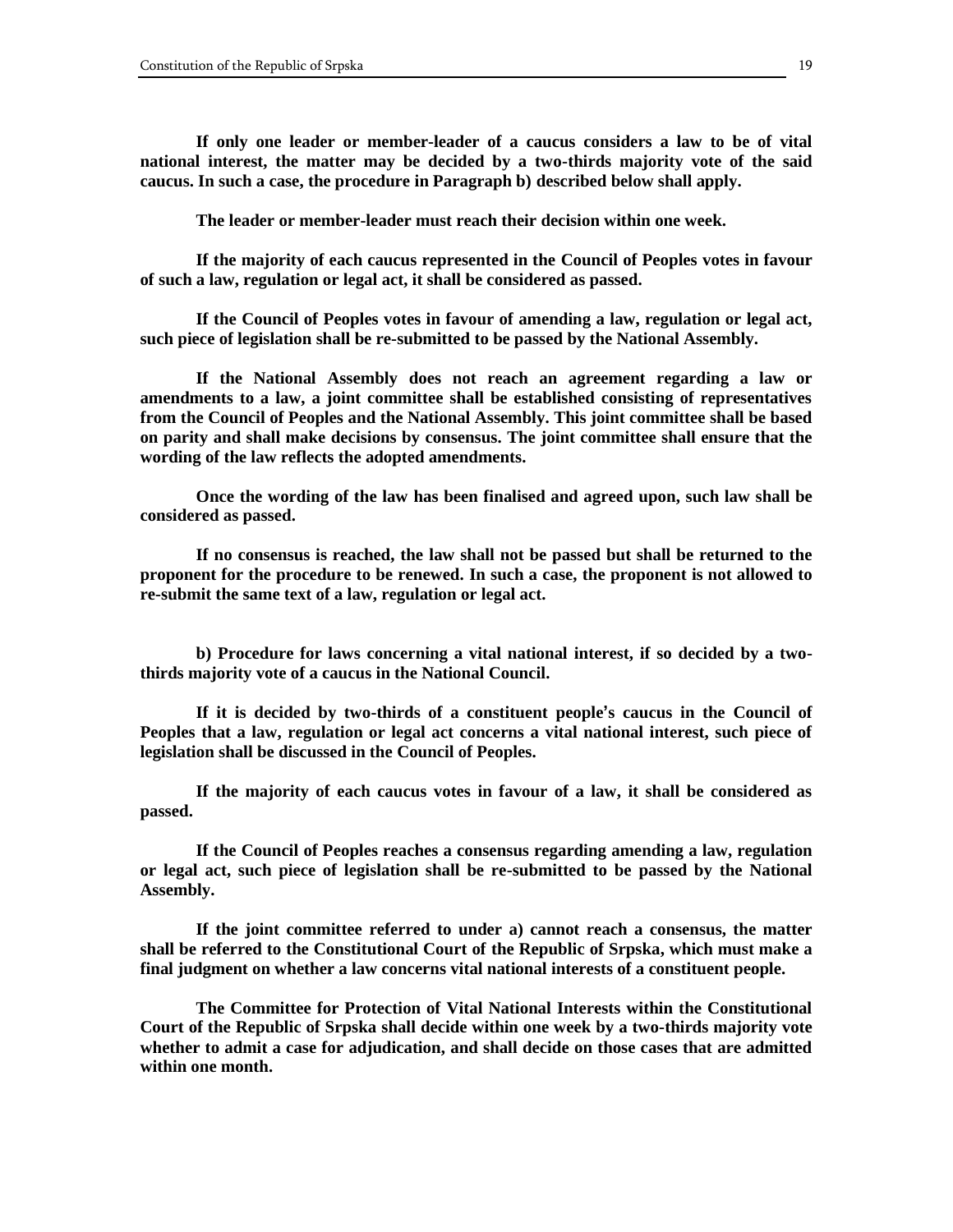**If only one leader or member-leader of a caucus considers a law to be of vital national interest, the matter may be decided by a two-thirds majority vote of the said caucus. In such a case, the procedure in Paragraph b) described below shall apply.**

**The leader or member-leader must reach their decision within one week.**

**If the majority of each caucus represented in the Council of Peoples votes in favour of such a law, regulation or legal act, it shall be considered as passed.**

**If the Council of Peoples votes in favour of amending a law, regulation or legal act, such piece of legislation shall be re-submitted to be passed by the National Assembly.**

**If the National Assembly does not reach an agreement regarding a law or amendments to a law, a joint committee shall be established consisting of representatives from the Council of Peoples and the National Assembly. This joint committee shall be based on parity and shall make decisions by consensus. The joint committee shall ensure that the wording of the law reflects the adopted amendments.**

**Once the wording of the law has been finalised and agreed upon, such law shall be considered as passed.**

**If no consensus is reached, the law shall not be passed but shall be returned to the proponent for the procedure to be renewed. In such a case, the proponent is not allowed to re-submit the same text of a law, regulation or legal act.**

**b) Procedure for laws concerning a vital national interest, if so decided by a two-thirds majority vote of a caucus in the National Council.**

**If it is decided by two-thirds of a constituent people's caucus in the Council of Peoples that a law, regulation or legal act concerns a vital national interest, such piece of legislation shall be discussed in the Council of Peoples.**

**If the majority of each caucus votes in favour of a law, it shall be considered as passed.**

**If the Council of Peoples reaches a consensus regarding amending a law, regulation or legal act, such piece of legislation shall be re-submitted to be passed by the National Assembly.**

**If the joint committee referred to under a) cannot reach a consensus, the matter shall be referred to the Constitutional Court of the Republic of Srpska, which must make a final judgment on whether a law concerns vital national interests of a constituent people.**

**The Committee for Protection of Vital National Interests within the Constitutional Court of the Republic of Srpska shall decide within one week by a two-thirds majority vote whether to admit a case for adjudication, and shall decide on those cases that are admitted within one month.**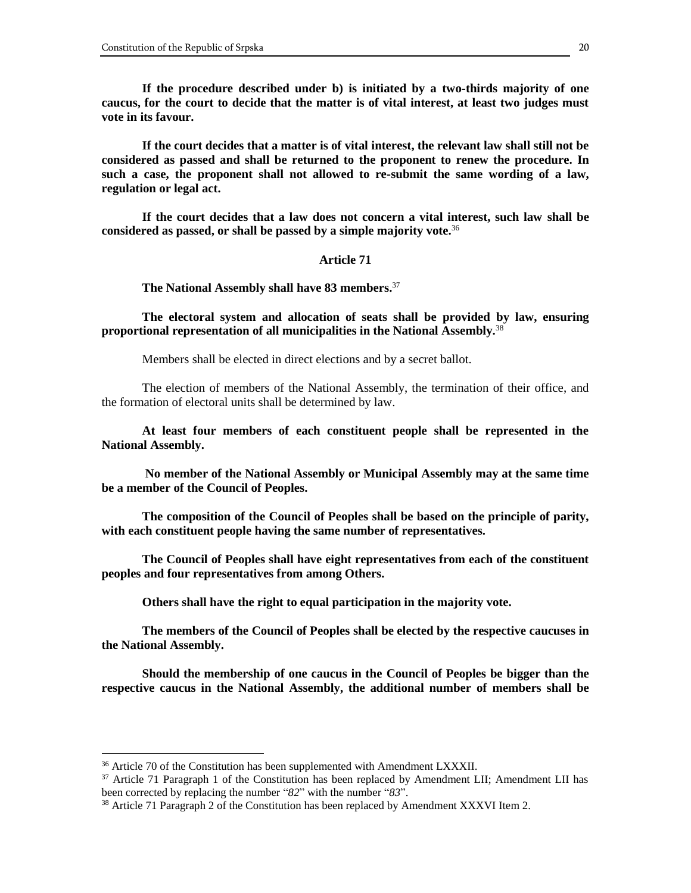**If the procedure described under b) is initiated by a two-thirds majority of one caucus, for the court to decide that the matter is of vital interest, at least two judges must vote in its favour.**

**If the court decides that a matter is of vital interest, the relevant law shall still not be considered as passed and shall be returned to the proponent to renew the procedure. In such a case, the proponent shall not allowed to re-submit the same wording of a law, regulation or legal act.**

**If the court decides that a law does not concern a vital interest, such law shall be considered as passed, or shall be passed by a simple majority vote.**[36]

**Article 71**

**The National Assembly shall have 83 members.**[37]

**The electoral system and allocation of seats shall be provided by law, ensuring proportional representation of all municipalities in the National Assembly.**[38]

Members shall be elected in direct elections and by a secret ballot.

The election of members of the National Assembly, the termination of their office, and the formation of electoral units shall be determined by law.

**At least four members of each constituent people shall be represented in the National Assembly.**

**No member of the National Assembly or Municipal Assembly may at the same time be a member of the Council of Peoples.**

**The composition of the Council of Peoples shall be based on the principle of parity, with each constituent people having the same number of representatives.**

**The Council of Peoples shall have eight representatives from each of the constituent peoples and four representatives from among Others.**

**Others shall have the right to equal participation in the majority vote.**

**The members of the Council of Peoples shall be elected by the respective caucuses in the National Assembly.**

**Should the membership of one caucus in the Council of Peoples be bigger than the respective caucus in the National Assembly, the additional number of members shall be**

---

[36] Article 70 of the Constitution has been supplemented with Amendment LXXXII.

[37] Article 71 Paragraph 1 of the Constitution has been replaced by Amendment LII; Amendment LII has been corrected by replacing the number "*82*" with the number "*83*".

[38] Article 71 Paragraph 2 of the Constitution has been replaced by Amendment XXXVI Item 2.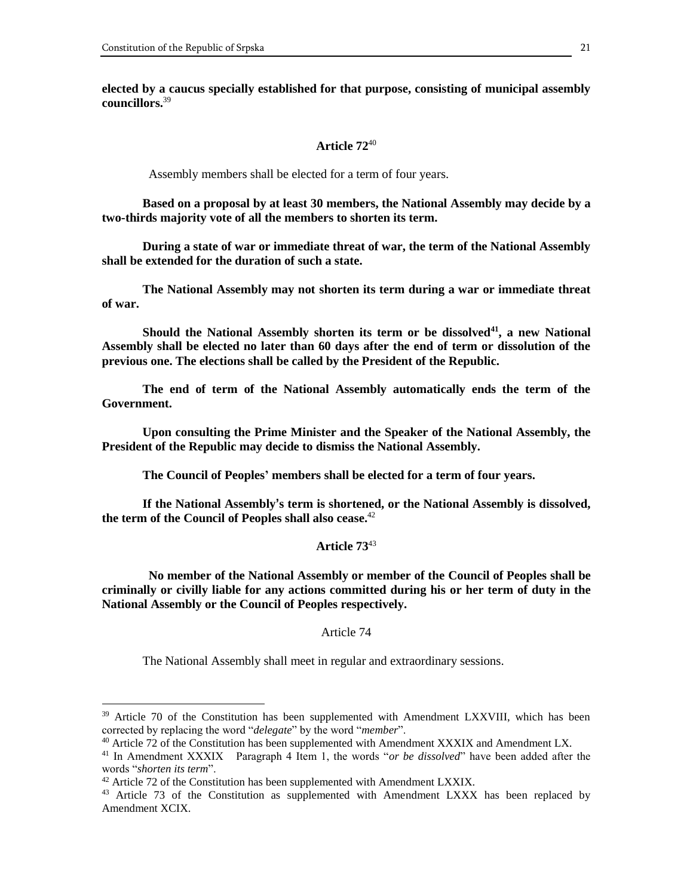**elected by a caucus specially established for that purpose, consisting of municipal assembly councillors.**[39]

### Article 72[40]

Assembly members shall be elected for a term of four years.

**Based on a proposal by at least 30 members, the National Assembly may decide by a two-thirds majority vote of all the members to shorten its term.**

**During a state of war or immediate threat of war, the term of the National Assembly shall be extended for the duration of such a state.**

**The National Assembly may not shorten its term during a war or immediate threat of war.**

**Should the National Assembly shorten its term or be dissolved[41], a new National Assembly shall be elected no later than 60 days after the end of term or dissolution of the previous one. The elections shall be called by the President of the Republic.**

**The end of term of the National Assembly automatically ends the term of the Government.**

**Upon consulting the Prime Minister and the Speaker of the National Assembly, the President of the Republic may decide to dismiss the National Assembly.**

**The Council of Peoples' members shall be elected for a term of four years.**

**If the National Assembly's term is shortened, or the National Assembly is dissolved, the term of the Council of Peoples shall also cease.**[42]

### Article 73[43]

**No member of the National Assembly or member of the Council of Peoples shall be criminally or civilly liable for any actions committed during his or her term of duty in the National Assembly or the Council of Peoples respectively.**

### Article 74

The National Assembly shall meet in regular and extraordinary sessions.

---

[39] Article 70 of the Constitution has been supplemented with Amendment LXXVIII, which has been corrected by replacing the word "*delegate*" by the word "*member*".

[40] Article 72 of the Constitution has been supplemented with Amendment XXXIX and Amendment LX.

[41] In Amendment XXXIX Paragraph 4 Item 1, the words "*or be dissolved*" have been added after the words "*shorten its term*".

[42] Article 72 of the Constitution has been supplemented with Amendment LXXIX.

[43] Article 73 of the Constitution as supplemented with Amendment LXXX has been replaced by Amendment XCIX.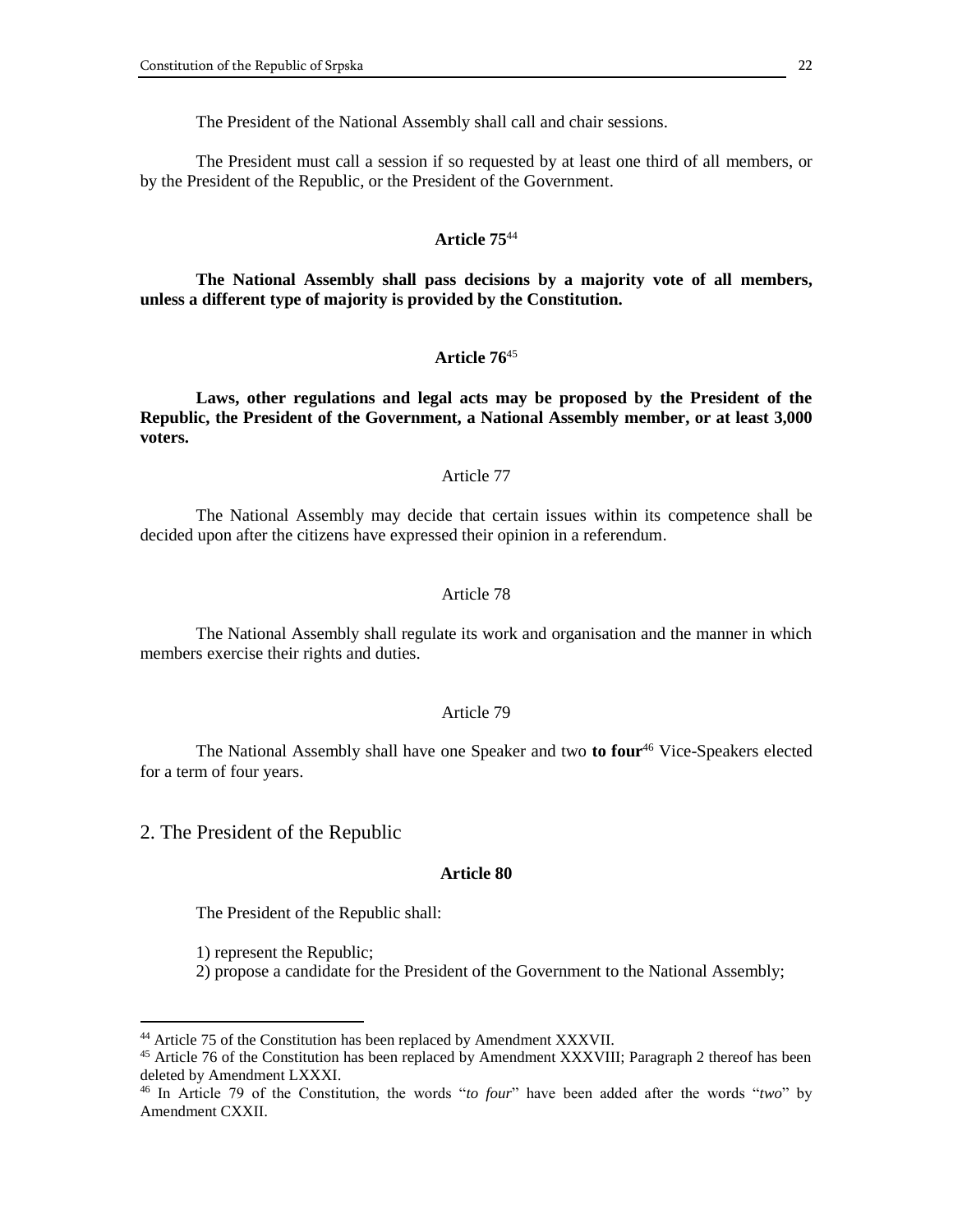The President of the National Assembly shall call and chair sessions.

The President must call a session if so requested by at least one third of all members, or by the President of the Republic, or the President of the Government.

**Article 75**[44]

**The National Assembly shall pass decisions by a majority vote of all members, unless a different type of majority is provided by the Constitution.**

**Article 76**[45]

**Laws, other regulations and legal acts may be proposed by the President of the Republic, the President of the Government, a National Assembly member, or at least 3,000 voters.**

Article 77

The National Assembly may decide that certain issues within its competence shall be decided upon after the citizens have expressed their opinion in a referendum.

Article 78

The National Assembly shall regulate its work and organisation and the manner in which members exercise their rights and duties.

Article 79

The National Assembly shall have one Speaker and two **to four**[46] Vice-Speakers elected for a term of four years.

## 2. The President of the Republic

**Article 80**

The President of the Republic shall:

1) represent the Republic;
2) propose a candidate for the President of the Government to the National Assembly;

---

[44] Article 75 of the Constitution has been replaced by Amendment XXXVII.
[45] Article 76 of the Constitution has been replaced by Amendment XXXVIII; Paragraph 2 thereof has been deleted by Amendment LXXXI.
[46] In Article 79 of the Constitution, the words "*to four*" have been added after the words "*two*" by Amendment CXXII.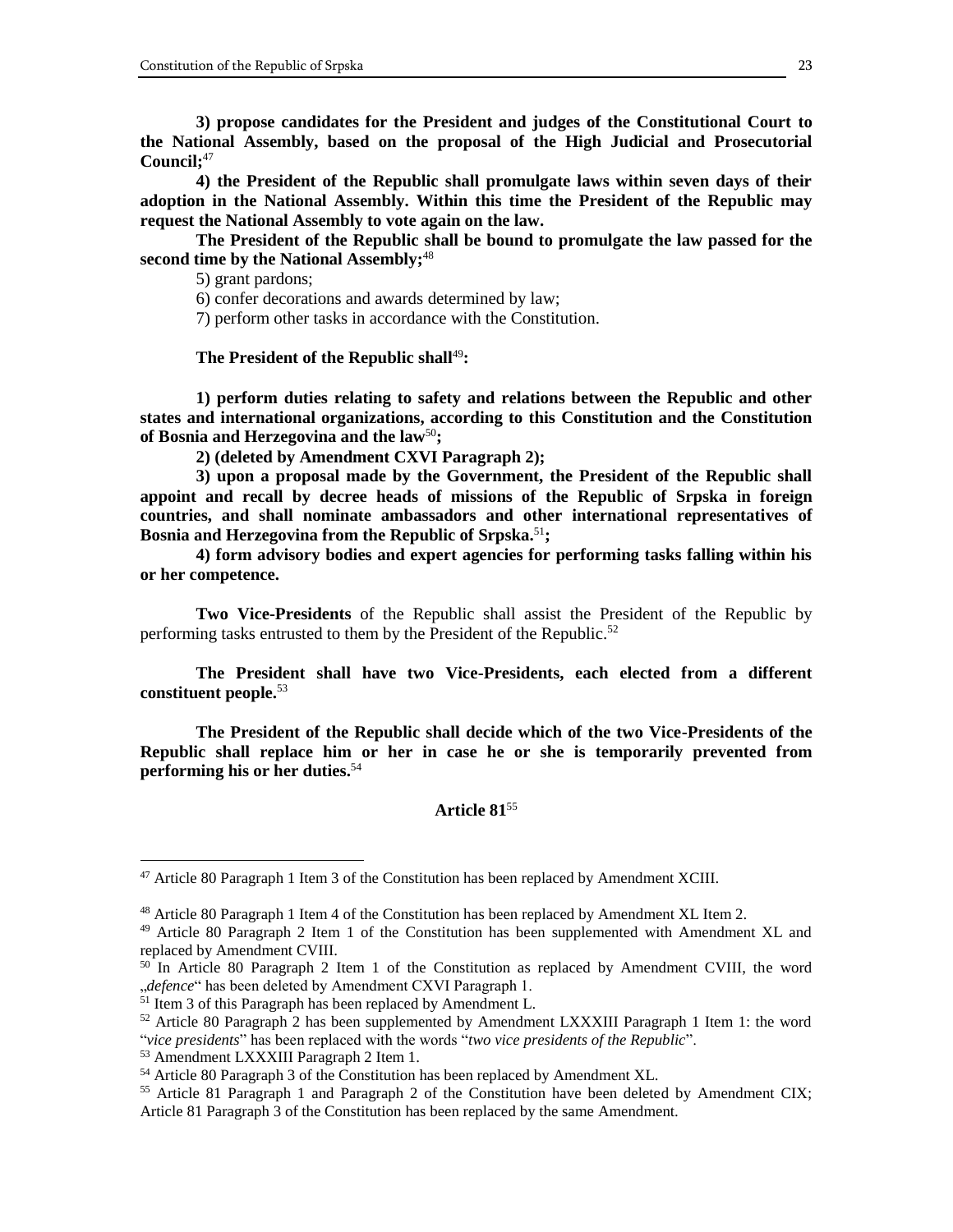**3) propose candidates for the President and judges of the Constitutional Court to the National Assembly, based on the proposal of the High Judicial and Prosecutorial Council;**[47]

**4) the President of the Republic shall promulgate laws within seven days of their adoption in the National Assembly. Within this time the President of the Republic may request the National Assembly to vote again on the law.**

**The President of the Republic shall be bound to promulgate the law passed for the second time by the National Assembly;**[48]

5) grant pardons;

6) confer decorations and awards determined by law;

7) perform other tasks in accordance with the Constitution.

**The President of the Republic shall**[49]**:**

**1) perform duties relating to safety and relations between the Republic and other states and international organizations, according to this Constitution and the Constitution of Bosnia and Herzegovina and the law**[50]**;**

**2) (deleted by Amendment CXVI Paragraph 2);**

**3) upon a proposal made by the Government, the President of the Republic shall appoint and recall by decree heads of missions of the Republic of Srpska in foreign countries, and shall nominate ambassadors and other international representatives of Bosnia and Herzegovina from the Republic of Srpska.**[51]**;**

**4) form advisory bodies and expert agencies for performing tasks falling within his or her competence.**

**Two Vice-Presidents** of the Republic shall assist the President of the Republic by performing tasks entrusted to them by the President of the Republic.[52]

**The President shall have two Vice-Presidents, each elected from a different constituent people.**[53]

**The President of the Republic shall decide which of the two Vice-Presidents of the Republic shall replace him or her in case he or she is temporarily prevented from performing his or her duties.**[54]

**Article 81**[55]

---

[47] Article 80 Paragraph 1 Item 3 of the Constitution has been replaced by Amendment XCIII.

[48] Article 80 Paragraph 1 Item 4 of the Constitution has been replaced by Amendment XL Item 2.

[49] Article 80 Paragraph 2 Item 1 of the Constitution has been supplemented with Amendment XL and replaced by Amendment CVIII.

[50] In Article 80 Paragraph 2 Item 1 of the Constitution as replaced by Amendment CVIII, the word „*defence*" has been deleted by Amendment CXVI Paragraph 1.

[51] Item 3 of this Paragraph has been replaced by Amendment L.

[52] Article 80 Paragraph 2 has been supplemented by Amendment LXXXIII Paragraph 1 Item 1: the word "*vice presidents*" has been replaced with the words "*two vice presidents of the Republic*".

[53] Amendment LXXXIII Paragraph 2 Item 1.

[54] Article 80 Paragraph 3 of the Constitution has been replaced by Amendment XL.

[55] Article 81 Paragraph 1 and Paragraph 2 of the Constitution have been deleted by Amendment CIX; Article 81 Paragraph 3 of the Constitution has been replaced by the same Amendment.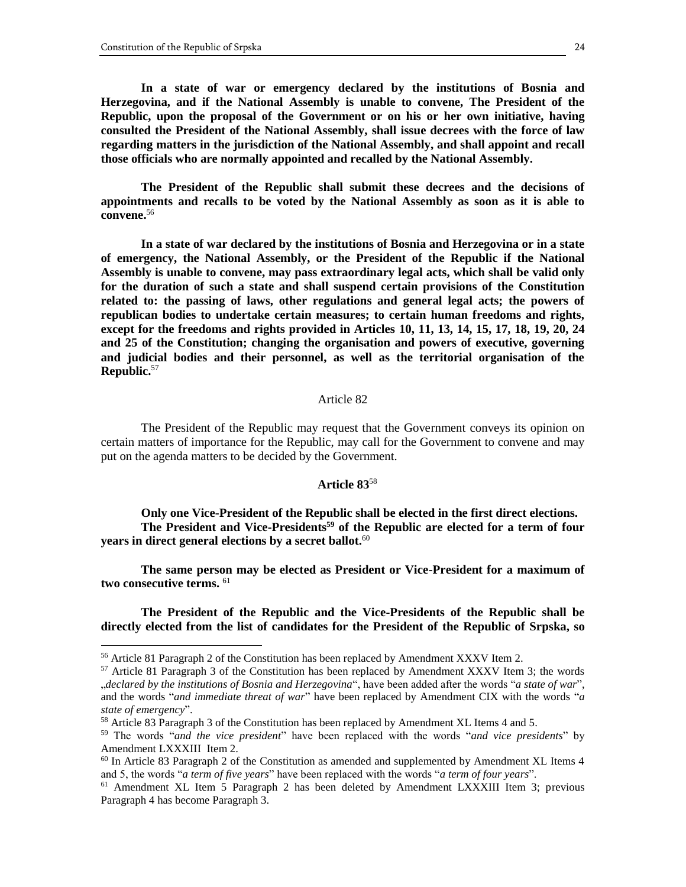**In a state of war or emergency declared by the institutions of Bosnia and Herzegovina, and if the National Assembly is unable to convene, The President of the Republic, upon the proposal of the Government or on his or her own initiative, having consulted the President of the National Assembly, shall issue decrees with the force of law regarding matters in the jurisdiction of the National Assembly, and shall appoint and recall those officials who are normally appointed and recalled by the National Assembly.**

**The President of the Republic shall submit these decrees and the decisions of appointments and recalls to be voted by the National Assembly as soon as it is able to convene.**[56]

**In a state of war declared by the institutions of Bosnia and Herzegovina or in a state of emergency, the National Assembly, or the President of the Republic if the National Assembly is unable to convene, may pass extraordinary legal acts, which shall be valid only for the duration of such a state and shall suspend certain provisions of the Constitution related to: the passing of laws, other regulations and general legal acts; the powers of republican bodies to undertake certain measures; to certain human freedoms and rights, except for the freedoms and rights provided in Articles 10, 11, 13, 14, 15, 17, 18, 19, 20, 24 and 25 of the Constitution; changing the organisation and powers of executive, governing and judicial bodies and their personnel, as well as the territorial organisation of the Republic.**[57]

Article 82

The President of the Republic may request that the Government conveys its opinion on certain matters of importance for the Republic, may call for the Government to convene and may put on the agenda matters to be decided by the Government.

**Article 83**[58]

**Only one Vice-President of the Republic shall be elected in the first direct elections.**
**The President and Vice-Presidents**[59] **of the Republic are elected for a term of four years in direct general elections by a secret ballot.**[60]

**The same person may be elected as President or Vice-President for a maximum of two consecutive terms.** [61]

**The President of the Republic and the Vice-Presidents of the Republic shall be directly elected from the list of candidates for the President of the Republic of Srpska, so**

---

[56] Article 81 Paragraph 2 of the Constitution has been replaced by Amendment XXXV Item 2.

[57] Article 81 Paragraph 3 of the Constitution has been replaced by Amendment XXXV Item 3; the words „*declared by the institutions of Bosnia and Herzegovina*", have been added after the words "*a state of war*", and the words "*and immediate threat of war*" have been replaced by Amendment CIX with the words "*a state of emergency*".

[58] Article 83 Paragraph 3 of the Constitution has been replaced by Amendment XL Items 4 and 5.

[59] The words "*and the vice president*" have been replaced with the words "*and vice presidents*" by Amendment LXXXIII Item 2.

[60] In Article 83 Paragraph 2 of the Constitution as amended and supplemented by Amendment XL Items 4 and 5, the words "*a term of five years*" have been replaced with the words "*a term of four years*".

[61] Amendment XL Item 5 Paragraph 2 has been deleted by Amendment LXXXIII Item 3; previous Paragraph 4 has become Paragraph 3.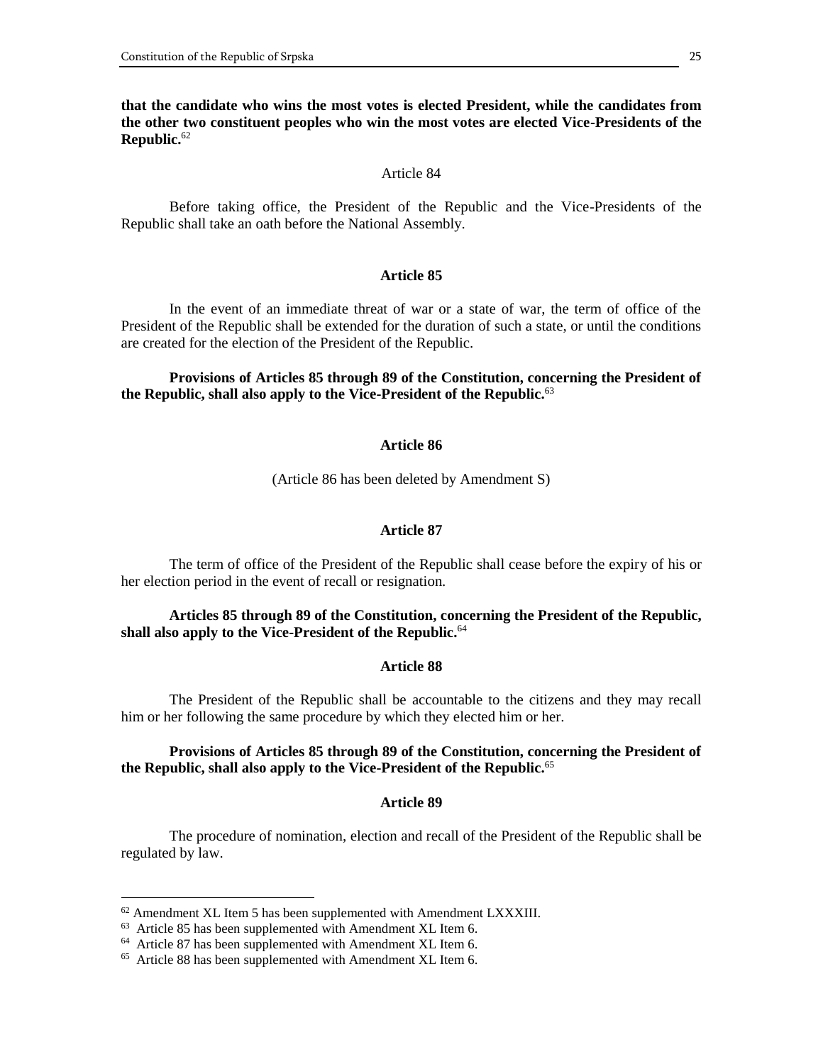**that the candidate who wins the most votes is elected President, while the candidates from the other two constituent peoples who win the most votes are elected Vice-Presidents of the Republic.**[62]

Article 84

Before taking office, the President of the Republic and the Vice-Presidents of the Republic shall take an oath before the National Assembly.

**Article 85**

In the event of an immediate threat of war or a state of war, the term of office of the President of the Republic shall be extended for the duration of such a state, or until the conditions are created for the election of the President of the Republic.

**Provisions of Articles 85 through 89 of the Constitution, concerning the President of the Republic, shall also apply to the Vice-President of the Republic.**[63]

**Article 86**

(Article 86 has been deleted by Amendment S)

**Article 87**

The term of office of the President of the Republic shall cease before the expiry of his or her election period in the event of recall or resignation.

**Articles 85 through 89 of the Constitution, concerning the President of the Republic, shall also apply to the Vice-President of the Republic.**[64]

**Article 88**

The President of the Republic shall be accountable to the citizens and they may recall him or her following the same procedure by which they elected him or her.

**Provisions of Articles 85 through 89 of the Constitution, concerning the President of the Republic, shall also apply to the Vice-President of the Republic.**[65]

**Article 89**

The procedure of nomination, election and recall of the President of the Republic shall be regulated by law.

---

[62] Amendment XL Item 5 has been supplemented with Amendment LXXXIII.

[63] Article 85 has been supplemented with Amendment XL Item 6.

[64] Article 87 has been supplemented with Amendment XL Item 6.

[65] Article 88 has been supplemented with Amendment XL Item 6.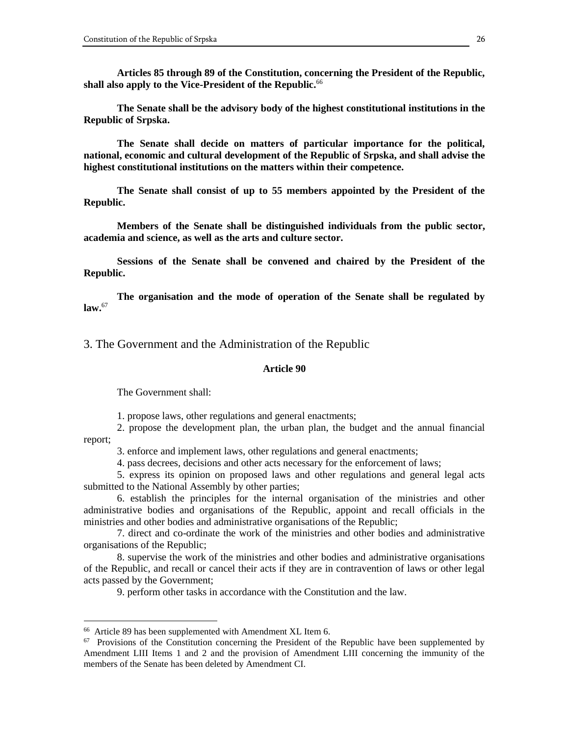**Articles 85 through 89 of the Constitution, concerning the President of the Republic, shall also apply to the Vice-President of the Republic.**[66]

**The Senate shall be the advisory body of the highest constitutional institutions in the Republic of Srpska.**

**The Senate shall decide on matters of particular importance for the political, national, economic and cultural development of the Republic of Srpska, and shall advise the highest constitutional institutions on the matters within their competence.**

**The Senate shall consist of up to 55 members appointed by the President of the Republic.**

**Members of the Senate shall be distinguished individuals from the public sector, academia and science, as well as the arts and culture sector.**

**Sessions of the Senate shall be convened and chaired by the President of the Republic.**

**The organisation and the mode of operation of the Senate shall be regulated by law.**[67]

## 3. The Government and the Administration of the Republic

### Article 90

The Government shall:

1. propose laws, other regulations and general enactments;
2. propose the development plan, the urban plan, the budget and the annual financial report;
3. enforce and implement laws, other regulations and general enactments;
4. pass decrees, decisions and other acts necessary for the enforcement of laws;
5. express its opinion on proposed laws and other regulations and general legal acts submitted to the National Assembly by other parties;
6. establish the principles for the internal organisation of the ministries and other administrative bodies and organisations of the Republic, appoint and recall officials in the ministries and other bodies and administrative organisations of the Republic;
7. direct and co-ordinate the work of the ministries and other bodies and administrative organisations of the Republic;
8. supervise the work of the ministries and other bodies and administrative organisations of the Republic, and recall or cancel their acts if they are in contravention of laws or other legal acts passed by the Government;
9. perform other tasks in accordance with the Constitution and the law.

---

[66] Article 89 has been supplemented with Amendment XL Item 6.

[67] Provisions of the Constitution concerning the President of the Republic have been supplemented by Amendment LIII Items 1 and 2 and the provision of Amendment LIII concerning the immunity of the members of the Senate has been deleted by Amendment CI.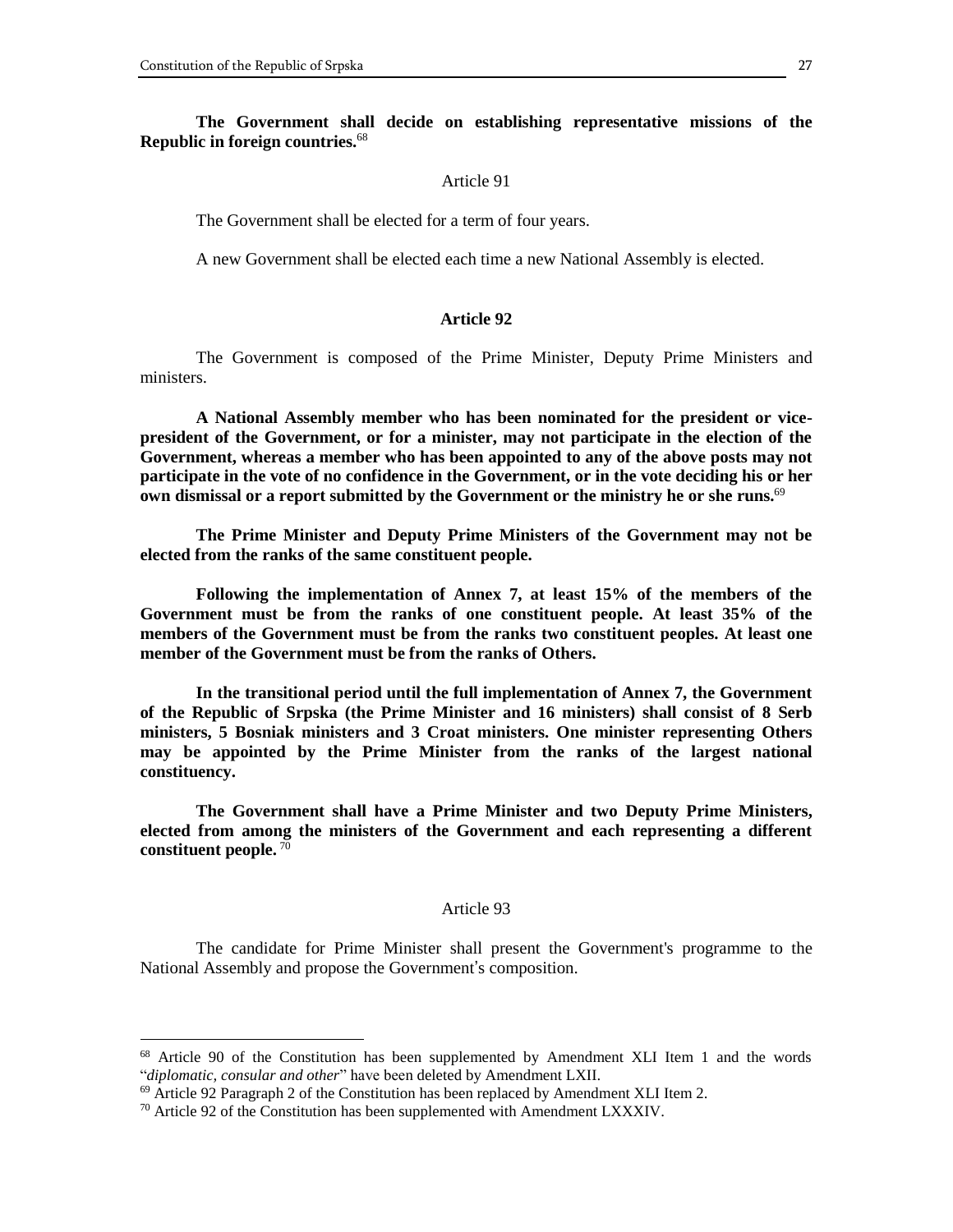**The Government shall decide on establishing representative missions of the Republic in foreign countries.**[68]

Article 91

The Government shall be elected for a term of four years.

A new Government shall be elected each time a new National Assembly is elected.

**Article 92**

The Government is composed of the Prime Minister, Deputy Prime Ministers and ministers.

**A National Assembly member who has been nominated for the president or vice-president of the Government, or for a minister, may not participate in the election of the Government, whereas a member who has been appointed to any of the above posts may not participate in the vote of no confidence in the Government, or in the vote deciding his or her own dismissal or a report submitted by the Government or the ministry he or she runs.**[69]

**The Prime Minister and Deputy Prime Ministers of the Government may not be elected from the ranks of the same constituent people.**

**Following the implementation of Annex 7, at least 15% of the members of the Government must be from the ranks of one constituent people. At least 35% of the members of the Government must be from the ranks two constituent peoples. At least one member of the Government must be from the ranks of Others.**

**In the transitional period until the full implementation of Annex 7, the Government of the Republic of Srpska (the Prime Minister and 16 ministers) shall consist of 8 Serb ministers, 5 Bosniak ministers and 3 Croat ministers. One minister representing Others may be appointed by the Prime Minister from the ranks of the largest national constituency.**

**The Government shall have a Prime Minister and two Deputy Prime Ministers, elected from among the ministers of the Government and each representing a different constituent people.** [70]

Article 93

The candidate for Prime Minister shall present the Government's programme to the National Assembly and propose the Government's composition.

---

[68] Article 90 of the Constitution has been supplemented by Amendment XLI Item 1 and the words "*diplomatic, consular and other*" have been deleted by Amendment LXII.

[69] Article 92 Paragraph 2 of the Constitution has been replaced by Amendment XLI Item 2.

[70] Article 92 of the Constitution has been supplemented with Amendment LXXXIV.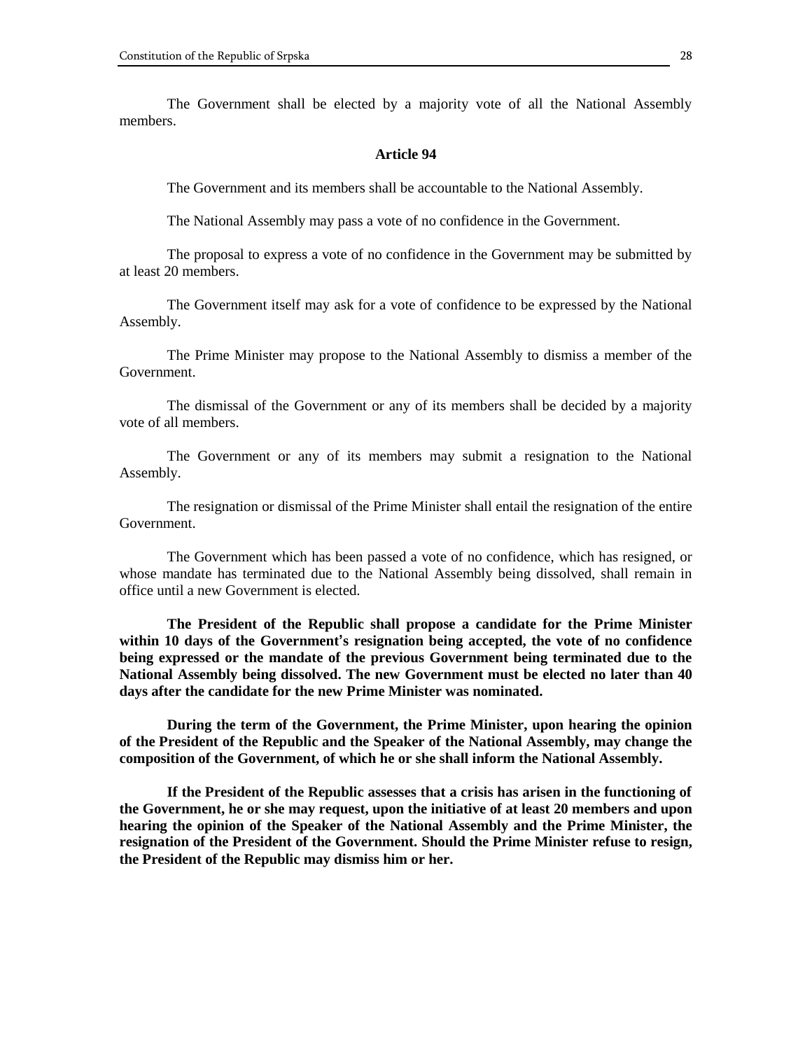The Government shall be elected by a majority vote of all the National Assembly members.

### Article 94

The Government and its members shall be accountable to the National Assembly.

The National Assembly may pass a vote of no confidence in the Government.

The proposal to express a vote of no confidence in the Government may be submitted by at least 20 members.

The Government itself may ask for a vote of confidence to be expressed by the National Assembly.

The Prime Minister may propose to the National Assembly to dismiss a member of the Government.

The dismissal of the Government or any of its members shall be decided by a majority vote of all members.

The Government or any of its members may submit a resignation to the National Assembly.

The resignation or dismissal of the Prime Minister shall entail the resignation of the entire Government.

The Government which has been passed a vote of no confidence, which has resigned, or whose mandate has terminated due to the National Assembly being dissolved, shall remain in office until a new Government is elected.

**The President of the Republic shall propose a candidate for the Prime Minister within 10 days of the Government's resignation being accepted, the vote of no confidence being expressed or the mandate of the previous Government being terminated due to the National Assembly being dissolved. The new Government must be elected no later than 40 days after the candidate for the new Prime Minister was nominated.**

**During the term of the Government, the Prime Minister, upon hearing the opinion of the President of the Republic and the Speaker of the National Assembly, may change the composition of the Government, of which he or she shall inform the National Assembly.**

**If the President of the Republic assesses that a crisis has arisen in the functioning of the Government, he or she may request, upon the initiative of at least 20 members and upon hearing the opinion of the Speaker of the National Assembly and the Prime Minister, the resignation of the President of the Government. Should the Prime Minister refuse to resign, the President of the Republic may dismiss him or her.**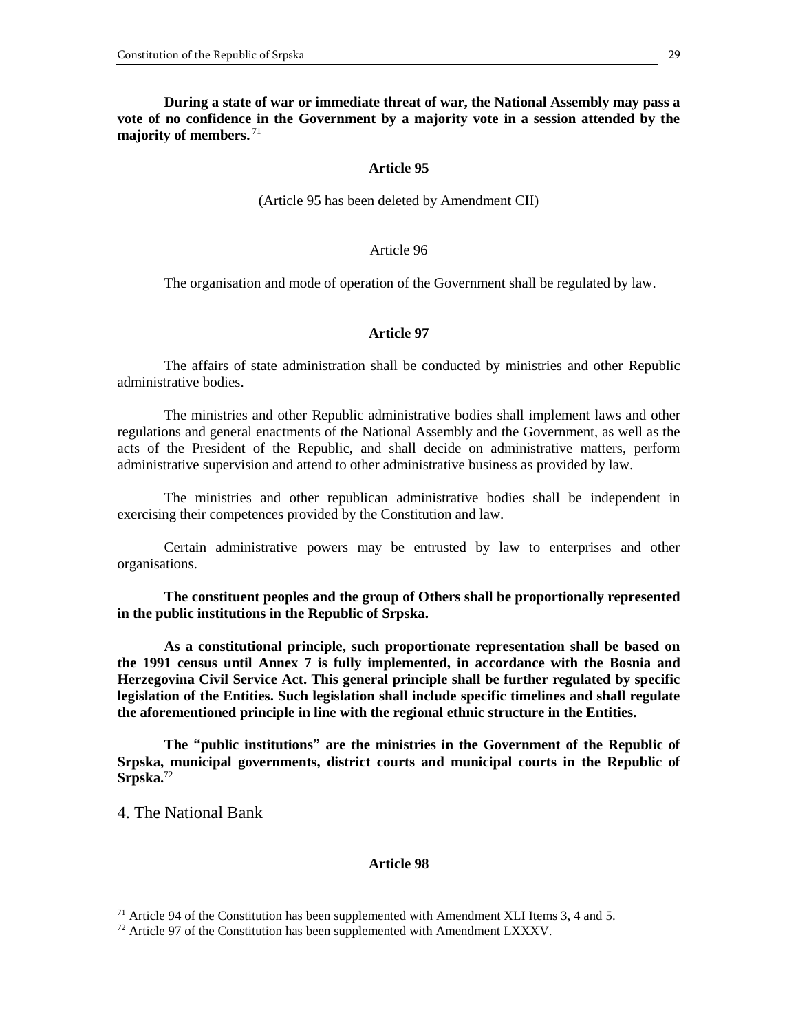**During a state of war or immediate threat of war, the National Assembly may pass a vote of no confidence in the Government by a majority vote in a session attended by the majority of members.** [71]

**Article 95**

(Article 95 has been deleted by Amendment CII)

Article 96

The organisation and mode of operation of the Government shall be regulated by law.

**Article 97**

The affairs of state administration shall be conducted by ministries and other Republic administrative bodies.

The ministries and other Republic administrative bodies shall implement laws and other regulations and general enactments of the National Assembly and the Government, as well as the acts of the President of the Republic, and shall decide on administrative matters, perform administrative supervision and attend to other administrative business as provided by law.

The ministries and other republican administrative bodies shall be independent in exercising their competences provided by the Constitution and law.

Certain administrative powers may be entrusted by law to enterprises and other organisations.

**The constituent peoples and the group of Others shall be proportionally represented in the public institutions in the Republic of Srpska.**

**As a constitutional principle, such proportionate representation shall be based on the 1991 census until Annex 7 is fully implemented, in accordance with the Bosnia and Herzegovina Civil Service Act. This general principle shall be further regulated by specific legislation of the Entities. Such legislation shall include specific timelines and shall regulate the aforementioned principle in line with the regional ethnic structure in the Entities.**

**The "public institutions" are the ministries in the Government of the Republic of Srpska, municipal governments, district courts and municipal courts in the Republic of Srpska.**[72]

## 4. The National Bank

**Article 98**

---

[71] Article 94 of the Constitution has been supplemented with Amendment XLI Items 3, 4 and 5.

[72] Article 97 of the Constitution has been supplemented with Amendment LXXXV.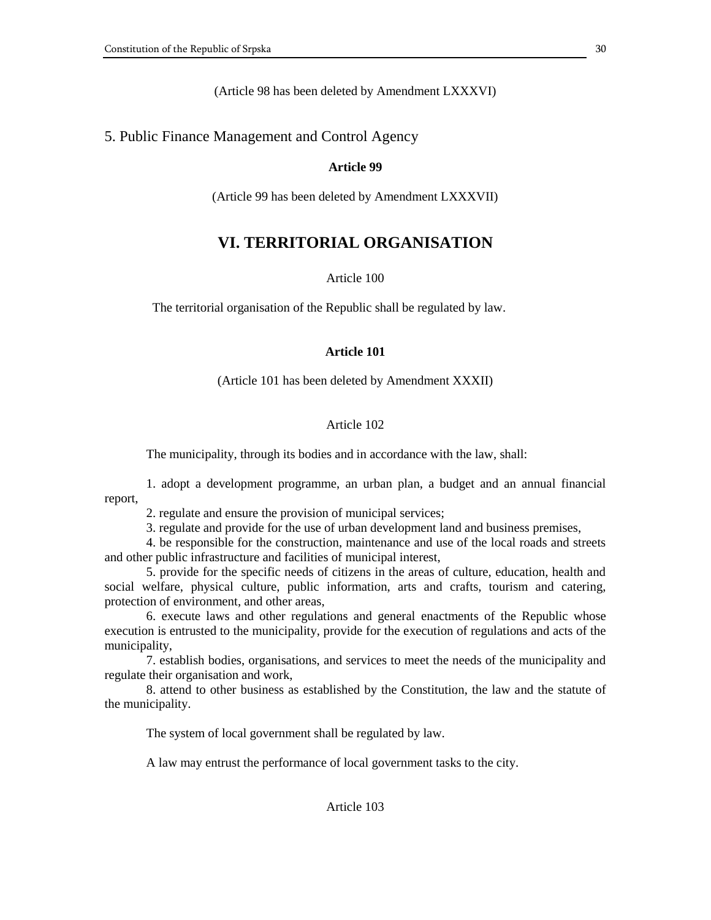(Article 98 has been deleted by Amendment LXXXVI)

## 5. Public Finance Management and Control Agency

**Article 99**

(Article 99 has been deleted by Amendment LXXXVII)

# VI. TERRITORIAL ORGANISATION

Article 100

The territorial organisation of the Republic shall be regulated by law.

**Article 101**

(Article 101 has been deleted by Amendment XXXII)

Article 102

The municipality, through its bodies and in accordance with the law, shall:

1. adopt a development programme, an urban plan, a budget and an annual financial report,
2. regulate and ensure the provision of municipal services;
3. regulate and provide for the use of urban development land and business premises,
4. be responsible for the construction, maintenance and use of the local roads and streets and other public infrastructure and facilities of municipal interest,
5. provide for the specific needs of citizens in the areas of culture, education, health and social welfare, physical culture, public information, arts and crafts, tourism and catering, protection of environment, and other areas,
6. execute laws and other regulations and general enactments of the Republic whose execution is entrusted to the municipality, provide for the execution of regulations and acts of the municipality,
7. establish bodies, organisations, and services to meet the needs of the municipality and regulate their organisation and work,
8. attend to other business as established by the Constitution, the law and the statute of the municipality.

The system of local government shall be regulated by law.

A law may entrust the performance of local government tasks to the city.

Article 103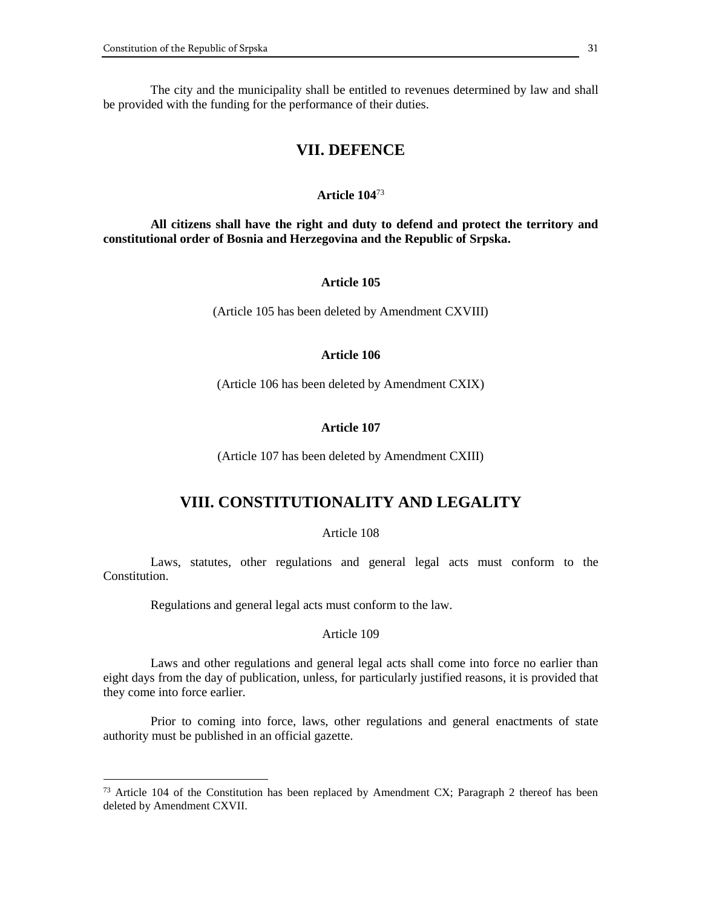The city and the municipality shall be entitled to revenues determined by law and shall be provided with the funding for the performance of their duties.

## VII. DEFENCE

### Article 104[73]

**All citizens shall have the right and duty to defend and protect the territory and constitutional order of Bosnia and Herzegovina and the Republic of Srpska.**

### Article 105

(Article 105 has been deleted by Amendment CXVIII)

### Article 106

(Article 106 has been deleted by Amendment CXIX)

### Article 107

(Article 107 has been deleted by Amendment CXIII)

## VIII. CONSTITUTIONALITY AND LEGALITY

Article 108

Laws, statutes, other regulations and general legal acts must conform to the Constitution.

Regulations and general legal acts must conform to the law.

Article 109

Laws and other regulations and general legal acts shall come into force no earlier than eight days from the day of publication, unless, for particularly justified reasons, it is provided that they come into force earlier.

Prior to coming into force, laws, other regulations and general enactments of state authority must be published in an official gazette.

---

[73] Article 104 of the Constitution has been replaced by Amendment CX; Paragraph 2 thereof has been deleted by Amendment CXVII.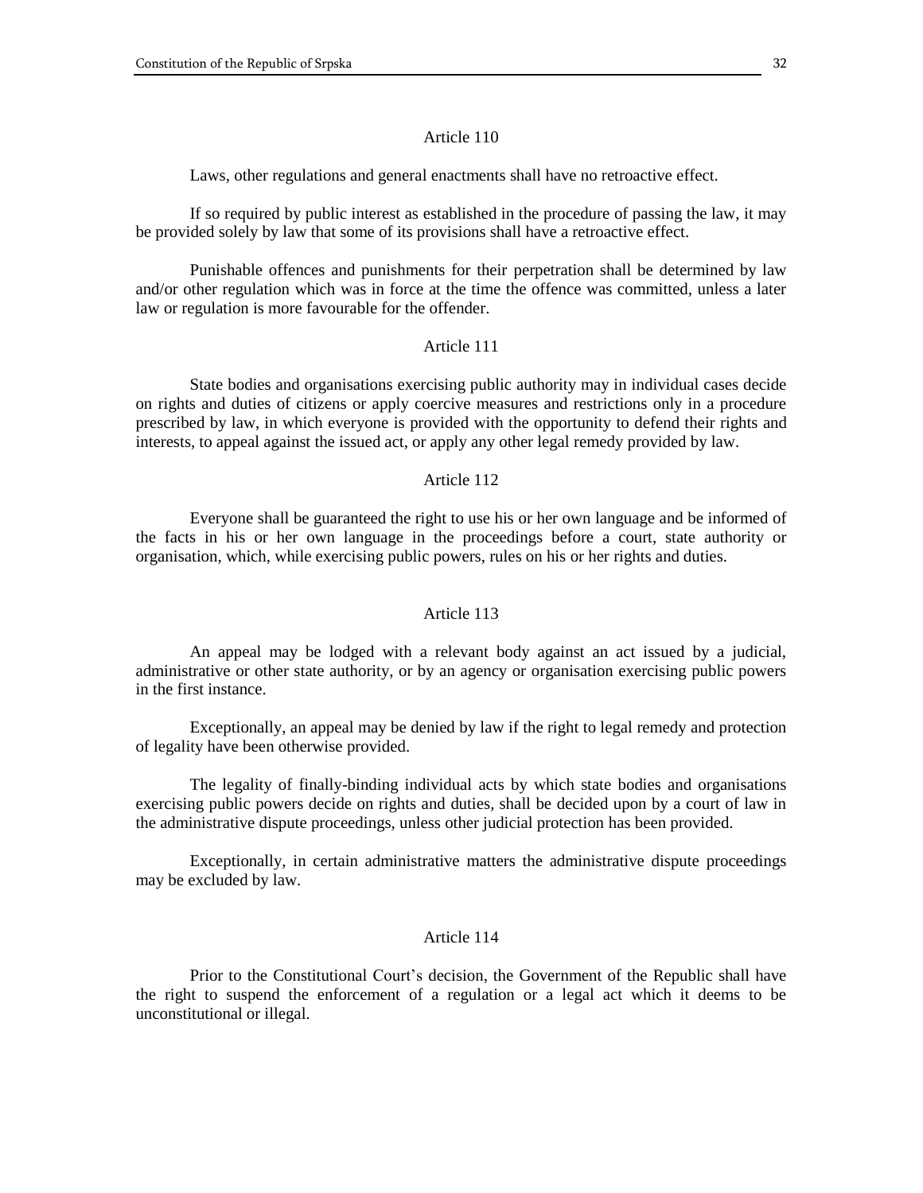### Article 110

Laws, other regulations and general enactments shall have no retroactive effect.

If so required by public interest as established in the procedure of passing the law, it may be provided solely by law that some of its provisions shall have a retroactive effect.

Punishable offences and punishments for their perpetration shall be determined by law and/or other regulation which was in force at the time the offence was committed, unless a later law or regulation is more favourable for the offender.

### Article 111

State bodies and organisations exercising public authority may in individual cases decide on rights and duties of citizens or apply coercive measures and restrictions only in a procedure prescribed by law, in which everyone is provided with the opportunity to defend their rights and interests, to appeal against the issued act, or apply any other legal remedy provided by law.

### Article 112

Everyone shall be guaranteed the right to use his or her own language and be informed of the facts in his or her own language in the proceedings before a court, state authority or organisation, which, while exercising public powers, rules on his or her rights and duties.

### Article 113

An appeal may be lodged with a relevant body against an act issued by a judicial, administrative or other state authority, or by an agency or organisation exercising public powers in the first instance.

Exceptionally, an appeal may be denied by law if the right to legal remedy and protection of legality have been otherwise provided.

The legality of finally-binding individual acts by which state bodies and organisations exercising public powers decide on rights and duties, shall be decided upon by a court of law in the administrative dispute proceedings, unless other judicial protection has been provided.

Exceptionally, in certain administrative matters the administrative dispute proceedings may be excluded by law.

### Article 114

Prior to the Constitutional Court's decision, the Government of the Republic shall have the right to suspend the enforcement of a regulation or a legal act which it deems to be unconstitutional or illegal.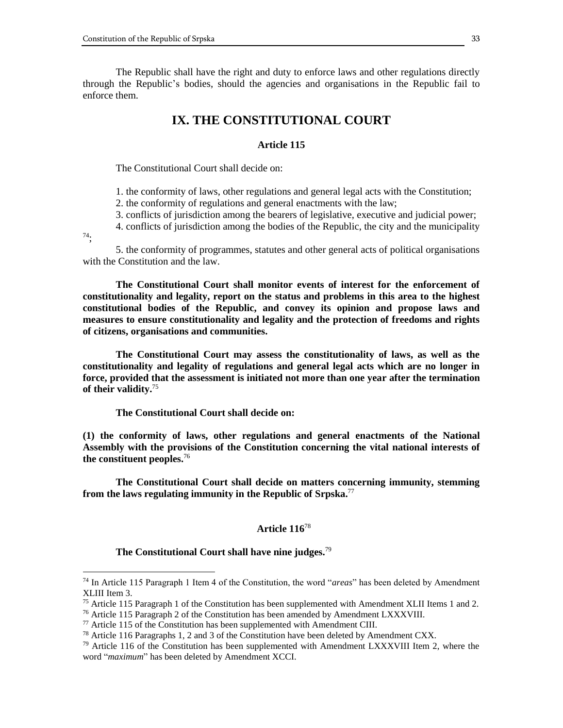The Republic shall have the right and duty to enforce laws and other regulations directly through the Republic's bodies, should the agencies and organisations in the Republic fail to enforce them.

## IX. THE CONSTITUTIONAL COURT

### Article 115

The Constitutional Court shall decide on:

1. the conformity of laws, other regulations and general legal acts with the Constitution;
2. the conformity of regulations and general enactments with the law;
3. conflicts of jurisdiction among the bearers of legislative, executive and judicial power;
4. conflicts of jurisdiction among the bodies of the Republic, the city and the municipality [74];
5. the conformity of programmes, statutes and other general acts of political organisations with the Constitution and the law.

**The Constitutional Court shall monitor events of interest for the enforcement of constitutionality and legality, report on the status and problems in this area to the highest constitutional bodies of the Republic, and convey its opinion and propose laws and measures to ensure constitutionality and legality and the protection of freedoms and rights of citizens, organisations and communities.**

**The Constitutional Court may assess the constitutionality of laws, as well as the constitutionality and legality of regulations and general legal acts which are no longer in force, provided that the assessment is initiated not more than one year after the termination of their validity.**[75]

**The Constitutional Court shall decide on:**

**(1) the conformity of laws, other regulations and general enactments of the National Assembly with the provisions of the Constitution concerning the vital national interests of the constituent peoples.**[76]

**The Constitutional Court shall decide on matters concerning immunity, stemming from the laws regulating immunity in the Republic of Srpska.**[77]

### Article 116[78]

**The Constitutional Court shall have nine judges.**[79]

---

[74] In Article 115 Paragraph 1 Item 4 of the Constitution, the word "*areas*" has been deleted by Amendment XLIII Item 3.

[75] Article 115 Paragraph 1 of the Constitution has been supplemented with Amendment XLII Items 1 and 2.

[76] Article 115 Paragraph 2 of the Constitution has been amended by Amendment LXXXVIII.

[77] Article 115 of the Constitution has been supplemented with Amendment CIII.

[78] Article 116 Paragraphs 1, 2 and 3 of the Constitution have been deleted by Amendment CXX.

[79] Article 116 of the Constitution has been supplemented with Amendment LXXXVIII Item 2, where the word "*maximum*" has been deleted by Amendment XCCI.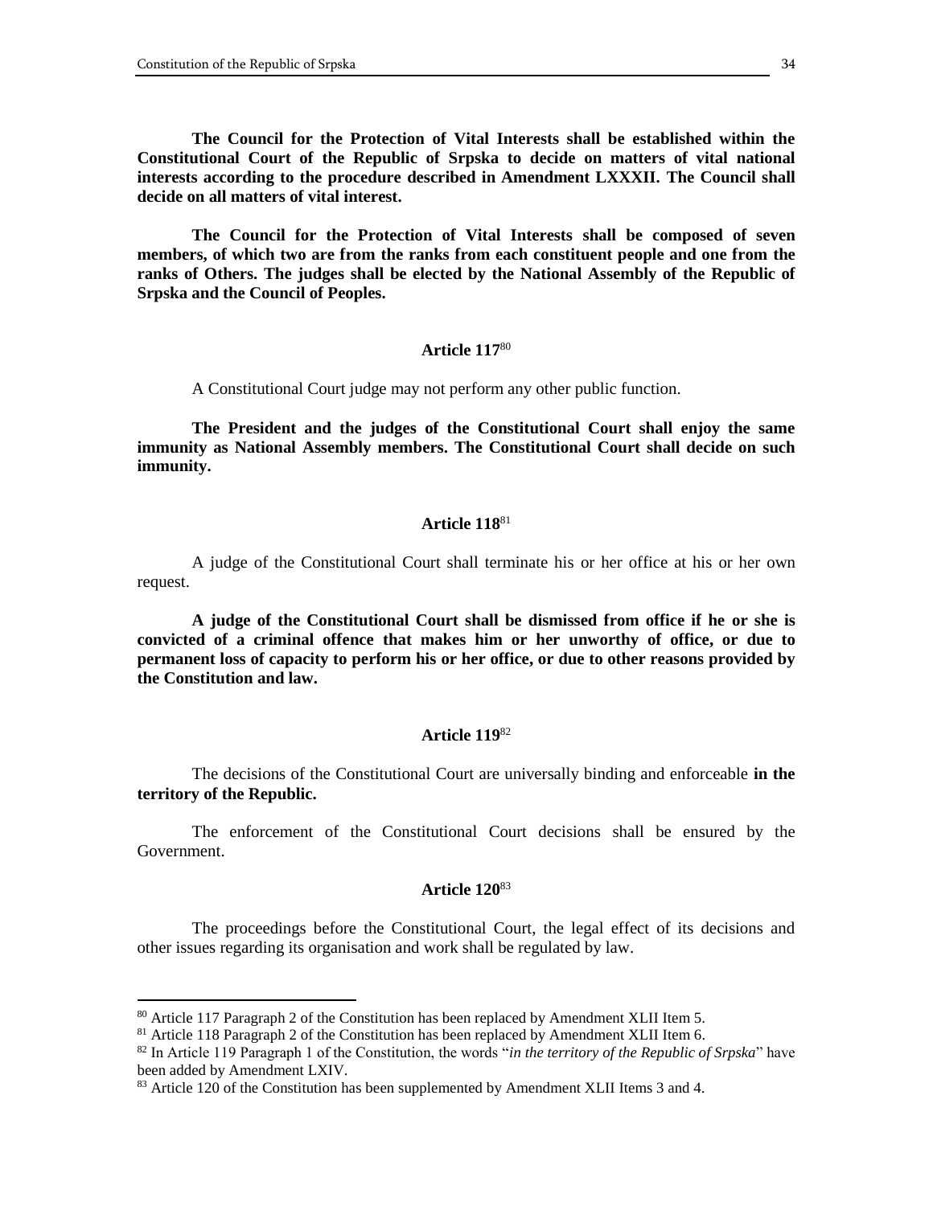**The Council for the Protection of Vital Interests shall be established within the Constitutional Court of the Republic of Srpska to decide on matters of vital national interests according to the procedure described in Amendment LXXXII. The Council shall decide on all matters of vital interest.**

**The Council for the Protection of Vital Interests shall be composed of seven members, of which two are from the ranks from each constituent people and one from the ranks of Others. The judges shall be elected by the National Assembly of the Republic of Srpska and the Council of Peoples.**

### Article 117[80]

A Constitutional Court judge may not perform any other public function.

**The President and the judges of the Constitutional Court shall enjoy the same immunity as National Assembly members. The Constitutional Court shall decide on such immunity.**

### Article 118[81]

A judge of the Constitutional Court shall terminate his or her office at his or her own request.

**A judge of the Constitutional Court shall be dismissed from office if he or she is convicted of a criminal offence that makes him or her unworthy of office, or due to permanent loss of capacity to perform his or her office, or due to other reasons provided by the Constitution and law.**

### Article 119[82]

The decisions of the Constitutional Court are universally binding and enforceable **in the territory of the Republic.**

The enforcement of the Constitutional Court decisions shall be ensured by the Government.

### Article 120[83]

The proceedings before the Constitutional Court, the legal effect of its decisions and other issues regarding its organisation and work shall be regulated by law.

---

[80] Article 117 Paragraph 2 of the Constitution has been replaced by Amendment XLII Item 5.

[81] Article 118 Paragraph 2 of the Constitution has been replaced by Amendment XLII Item 6.

[82] In Article 119 Paragraph 1 of the Constitution, the words "*in the territory of the Republic of Srpska*" have been added by Amendment LXIV.

[83] Article 120 of the Constitution has been supplemented by Amendment XLII Items 3 and 4.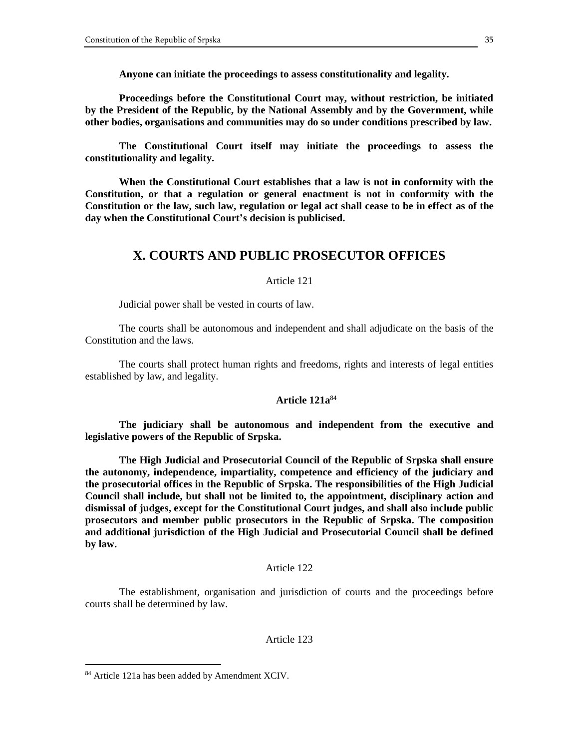**Anyone can initiate the proceedings to assess constitutionality and legality.**

**Proceedings before the Constitutional Court may, without restriction, be initiated by the President of the Republic, by the National Assembly and by the Government, while other bodies, organisations and communities may do so under conditions prescribed by law.**

**The Constitutional Court itself may initiate the proceedings to assess the constitutionality and legality.**

**When the Constitutional Court establishes that a law is not in conformity with the Constitution, or that a regulation or general enactment is not in conformity with the Constitution or the law, such law, regulation or legal act shall cease to be in effect as of the day when the Constitutional Court's decision is publicised.**

## X. COURTS AND PUBLIC PROSECUTOR OFFICES

Article 121

Judicial power shall be vested in courts of law.

The courts shall be autonomous and independent and shall adjudicate on the basis of the Constitution and the laws.

The courts shall protect human rights and freedoms, rights and interests of legal entities established by law, and legality.

**Article 121a**[84]

**The judiciary shall be autonomous and independent from the executive and legislative powers of the Republic of Srpska.**

**The High Judicial and Prosecutorial Council of the Republic of Srpska shall ensure the autonomy, independence, impartiality, competence and efficiency of the judiciary and the prosecutorial offices in the Republic of Srpska. The responsibilities of the High Judicial Council shall include, but shall not be limited to, the appointment, disciplinary action and dismissal of judges, except for the Constitutional Court judges, and shall also include public prosecutors and member public prosecutors in the Republic of Srpska. The composition and additional jurisdiction of the High Judicial and Prosecutorial Council shall be defined by law.**

Article 122

The establishment, organisation and jurisdiction of courts and the proceedings before courts shall be determined by law.

Article 123

[84] Article 121a has been added by Amendment XCIV.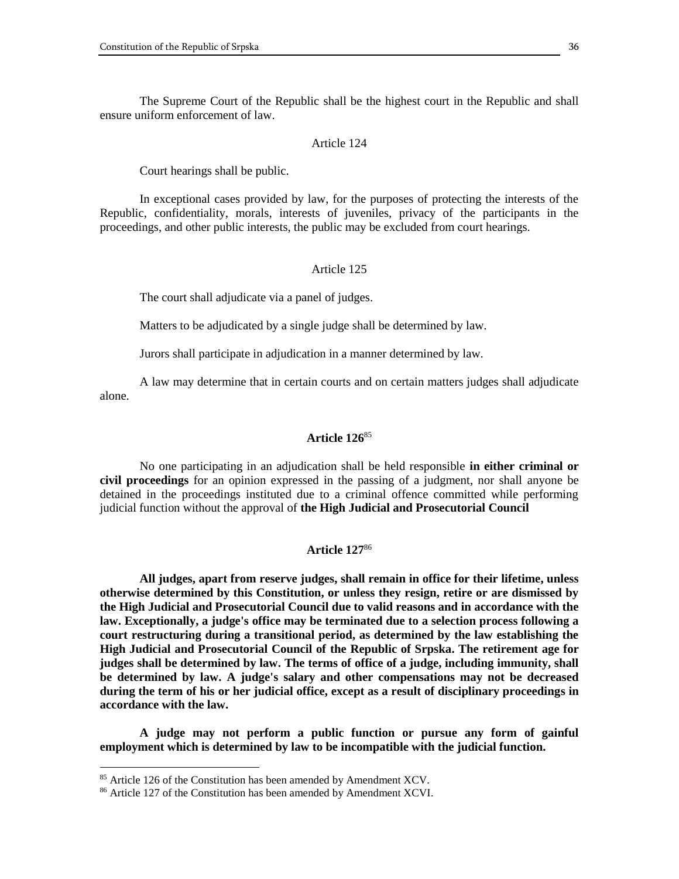The Supreme Court of the Republic shall be the highest court in the Republic and shall ensure uniform enforcement of law.

Article 124

Court hearings shall be public.

In exceptional cases provided by law, for the purposes of protecting the interests of the Republic, confidentiality, morals, interests of juveniles, privacy of the participants in the proceedings, and other public interests, the public may be excluded from court hearings.

Article 125

The court shall adjudicate via a panel of judges.

Matters to be adjudicated by a single judge shall be determined by law.

Jurors shall participate in adjudication in a manner determined by law.

A law may determine that in certain courts and on certain matters judges shall adjudicate alone.

**Article 126**[85]

No one participating in an adjudication shall be held responsible **in either criminal or civil proceedings** for an opinion expressed in the passing of a judgment, nor shall anyone be detained in the proceedings instituted due to a criminal offence committed while performing judicial function without the approval of **the High Judicial and Prosecutorial Council**

**Article 127**[86]

**All judges, apart from reserve judges, shall remain in office for their lifetime, unless otherwise determined by this Constitution, or unless they resign, retire or are dismissed by the High Judicial and Prosecutorial Council due to valid reasons and in accordance with the law. Exceptionally, a judge's office may be terminated due to a selection process following a court restructuring during a transitional period, as determined by the law establishing the High Judicial and Prosecutorial Council of the Republic of Srpska. The retirement age for judges shall be determined by law. The terms of office of a judge, including immunity, shall be determined by law. A judge's salary and other compensations may not be decreased during the term of his or her judicial office, except as a result of disciplinary proceedings in accordance with the law.**

**A judge may not perform a public function or pursue any form of gainful employment which is determined by law to be incompatible with the judicial function.**

---

[85] Article 126 of the Constitution has been amended by Amendment XCV.

[86] Article 127 of the Constitution has been amended by Amendment XCVI.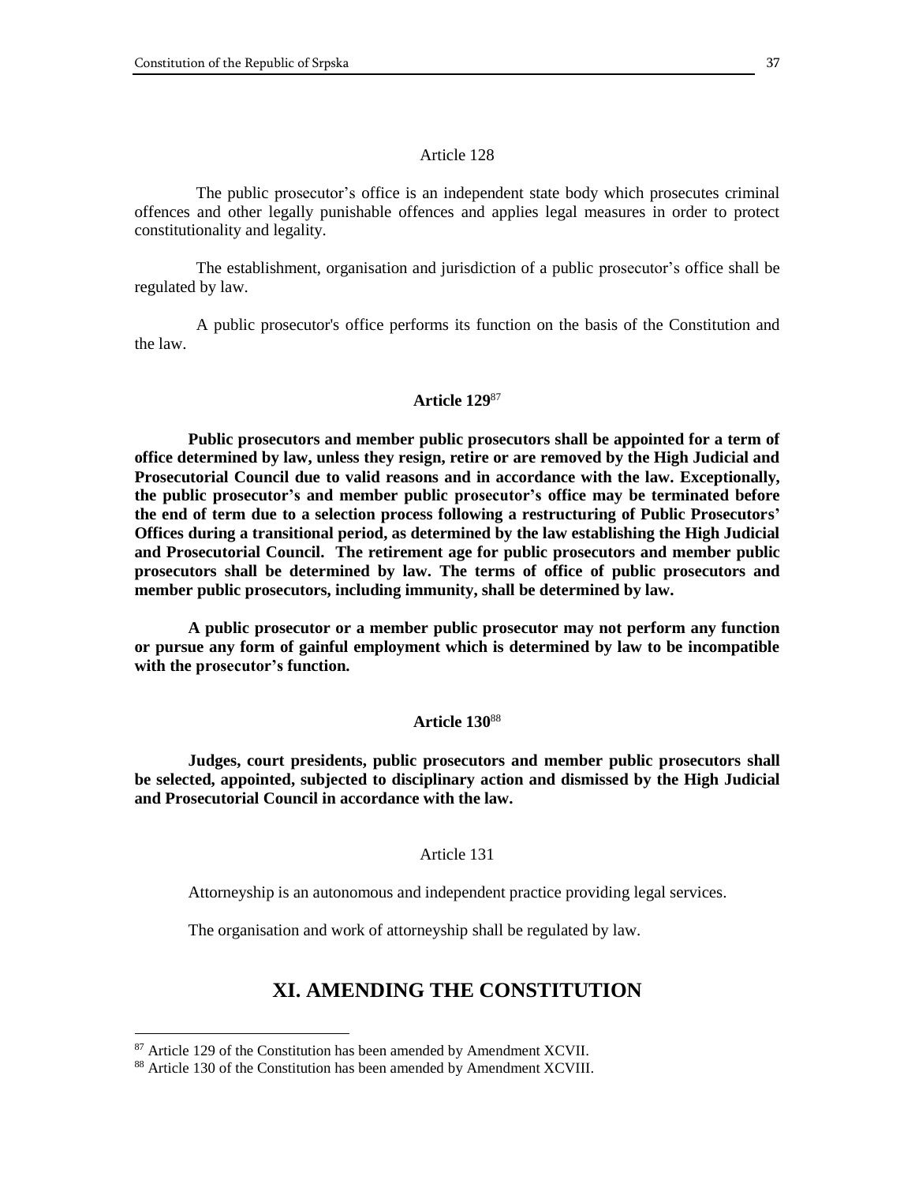Article 128

The public prosecutor's office is an independent state body which prosecutes criminal offences and other legally punishable offences and applies legal measures in order to protect constitutionality and legality.

The establishment, organisation and jurisdiction of a public prosecutor's office shall be regulated by law.

A public prosecutor's office performs its function on the basis of the Constitution and the law.

**Article 129**[87]

**Public prosecutors and member public prosecutors shall be appointed for a term of office determined by law, unless they resign, retire or are removed by the High Judicial and Prosecutorial Council due to valid reasons and in accordance with the law. Exceptionally, the public prosecutor's and member public prosecutor's office may be terminated before the end of term due to a selection process following a restructuring of Public Prosecutors' Offices during a transitional period, as determined by the law establishing the High Judicial and Prosecutorial Council. The retirement age for public prosecutors and member public prosecutors shall be determined by law. The terms of office of public prosecutors and member public prosecutors, including immunity, shall be determined by law.**

**A public prosecutor or a member public prosecutor may not perform any function or pursue any form of gainful employment which is determined by law to be incompatible with the prosecutor's function.**

**Article 130**[88]

**Judges, court presidents, public prosecutors and member public prosecutors shall be selected, appointed, subjected to disciplinary action and dismissed by the High Judicial and Prosecutorial Council in accordance with the law.**

Article 131

Attorneyship is an autonomous and independent practice providing legal services.

The organisation and work of attorneyship shall be regulated by law.

## XI. AMENDING THE CONSTITUTION

---

[87] Article 129 of the Constitution has been amended by Amendment XCVII.

[88] Article 130 of the Constitution has been amended by Amendment XCVIII.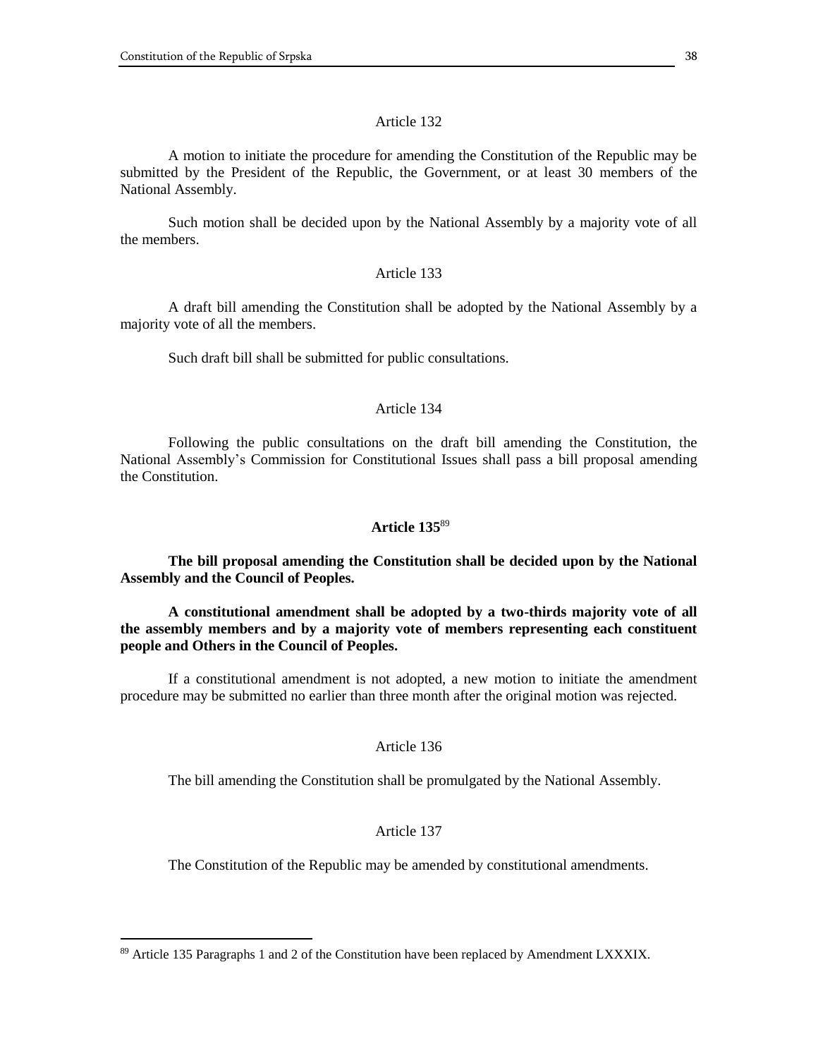Article 132

A motion to initiate the procedure for amending the Constitution of the Republic may be submitted by the President of the Republic, the Government, or at least 30 members of the National Assembly.

Such motion shall be decided upon by the National Assembly by a majority vote of all the members.

Article 133

A draft bill amending the Constitution shall be adopted by the National Assembly by a majority vote of all the members.

Such draft bill shall be submitted for public consultations.

Article 134

Following the public consultations on the draft bill amending the Constitution, the National Assembly's Commission for Constitutional Issues shall pass a bill proposal amending the Constitution.

**Article 135**[89]

**The bill proposal amending the Constitution shall be decided upon by the National Assembly and the Council of Peoples.**

**A constitutional amendment shall be adopted by a two-thirds majority vote of all the assembly members and by a majority vote of members representing each constituent people and Others in the Council of Peoples.**

If a constitutional amendment is not adopted, a new motion to initiate the amendment procedure may be submitted no earlier than three month after the original motion was rejected.

Article 136

The bill amending the Constitution shall be promulgated by the National Assembly.

Article 137

The Constitution of the Republic may be amended by constitutional amendments.

[89] Article 135 Paragraphs 1 and 2 of the Constitution have been replaced by Amendment LXXXIX.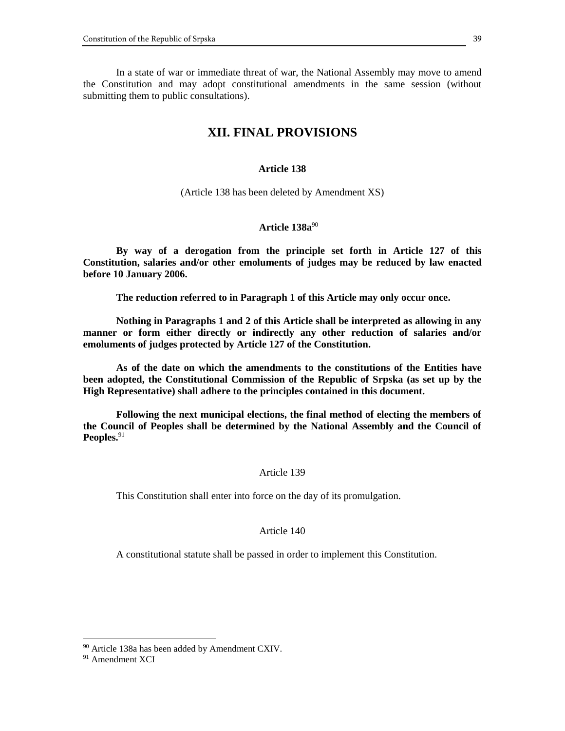In a state of war or immediate threat of war, the National Assembly may move to amend the Constitution and may adopt constitutional amendments in the same session (without submitting them to public consultations).

## XII. FINAL PROVISIONS

### Article 138

(Article 138 has been deleted by Amendment XS)

### Article 138a[90]

**By way of a derogation from the principle set forth in Article 127 of this Constitution, salaries and/or other emoluments of judges may be reduced by law enacted before 10 January 2006.**

**The reduction referred to in Paragraph 1 of this Article may only occur once.**

**Nothing in Paragraphs 1 and 2 of this Article shall be interpreted as allowing in any manner or form either directly or indirectly any other reduction of salaries and/or emoluments of judges protected by Article 127 of the Constitution.**

**As of the date on which the amendments to the constitutions of the Entities have been adopted, the Constitutional Commission of the Republic of Srpska (as set up by the High Representative) shall adhere to the principles contained in this document.**

**Following the next municipal elections, the final method of electing the members of the Council of Peoples shall be determined by the National Assembly and the Council of Peoples.**[91]

### Article 139

This Constitution shall enter into force on the day of its promulgation.

### Article 140

A constitutional statute shall be passed in order to implement this Constitution.

---

[90] Article 138a has been added by Amendment CXIV.

[91] Amendment XCI